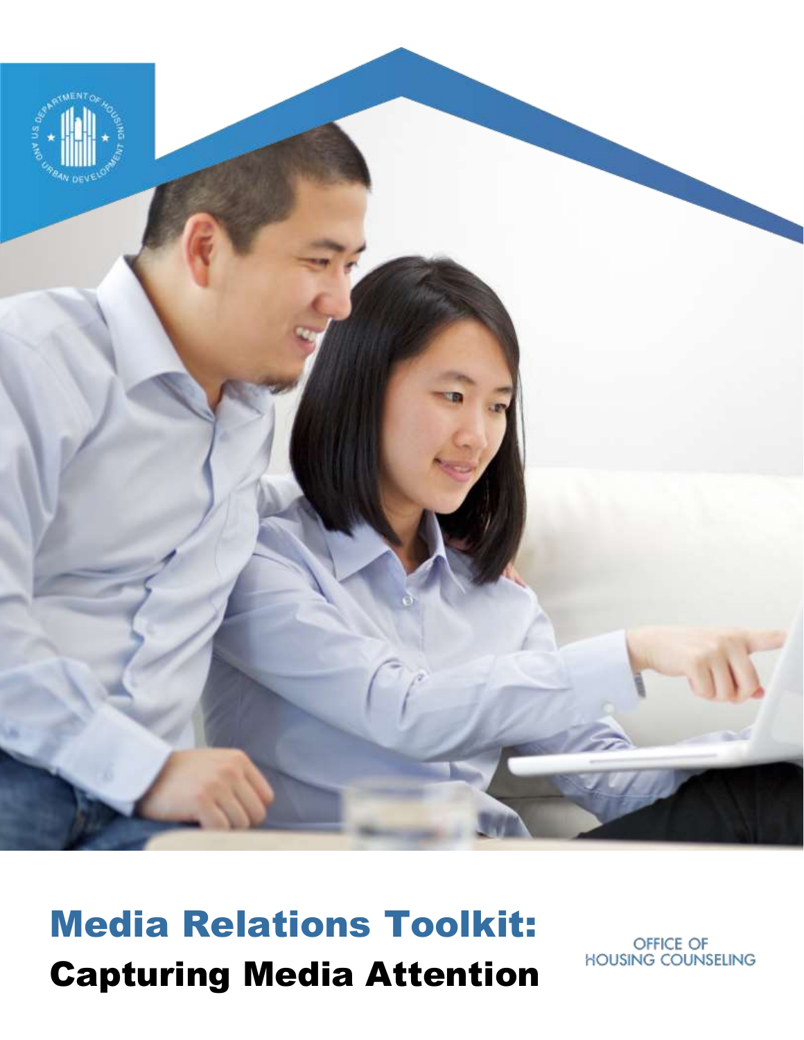# Media Relations Toolkit:
## Capturing Media Attention

OFFICE OF HOUSING COUNSELING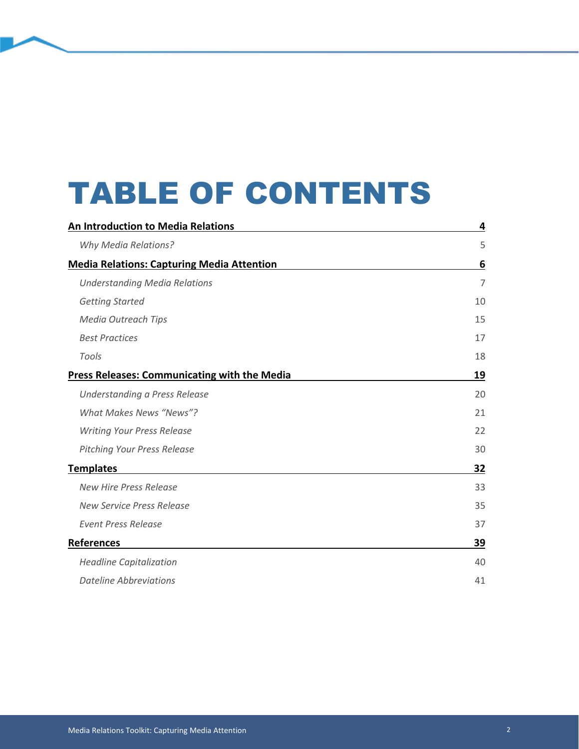# TABLE OF CONTENTS

| | |
|---|---|
| **An Introduction to Media Relations** | **4** |
| *Why Media Relations?* | 5 |
| **Media Relations: Capturing Media Attention** | **6** |
| *Understanding Media Relations* | 7 |
| *Getting Started* | 10 |
| *Media Outreach Tips* | 15 |
| *Best Practices* | 17 |
| *Tools* | 18 |
| **Press Releases: Communicating with the Media** | **19** |
| *Understanding a Press Release* | 20 |
| *What Makes News "News"?* | 21 |
| *Writing Your Press Release* | 22 |
| *Pitching Your Press Release* | 30 |
| **Templates** | **32** |
| *New Hire Press Release* | 33 |
| *New Service Press Release* | 35 |
| *Event Press Release* | 37 |
| **References** | **39** |
| *Headline Capitalization* | 40 |
| *Dateline Abbreviations* | 41 |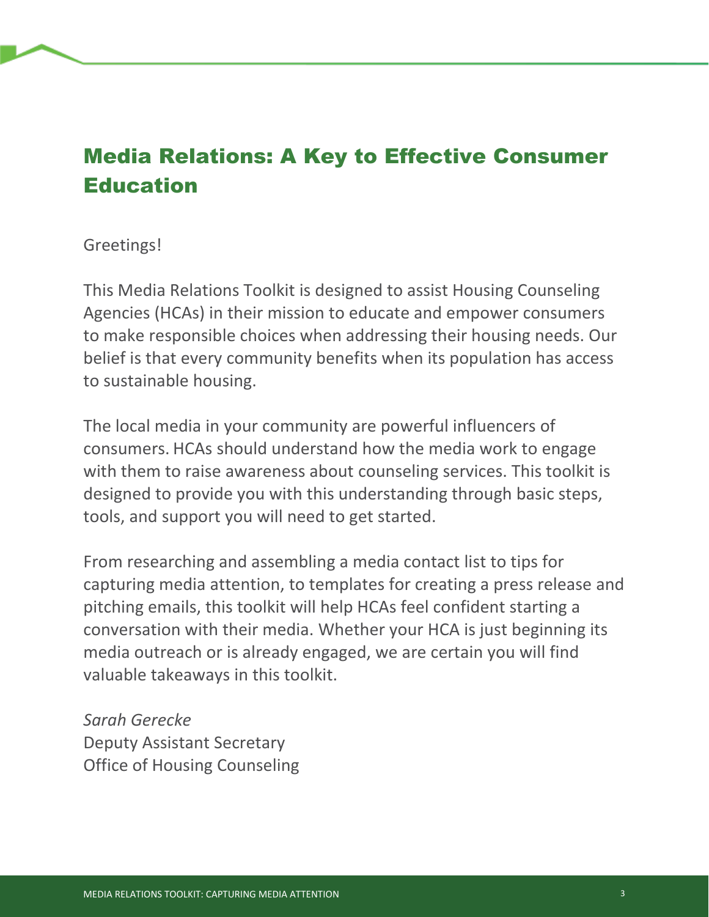# Media Relations: A Key to Effective Consumer Education

Greetings!

This Media Relations Toolkit is designed to assist Housing Counseling Agencies (HCAs) in their mission to educate and empower consumers to make responsible choices when addressing their housing needs. Our belief is that every community benefits when its population has access to sustainable housing.

The local media in your community are powerful influencers of consumers. HCAs should understand how the media work to engage with them to raise awareness about counseling services. This toolkit is designed to provide you with this understanding through basic steps, tools, and support you will need to get started.

From researching and assembling a media contact list to tips for capturing media attention, to templates for creating a press release and pitching emails, this toolkit will help HCAs feel confident starting a conversation with their media. Whether your HCA is just beginning its media outreach or is already engaged, we are certain you will find valuable takeaways in this toolkit.

*Sarah Gerecke*
Deputy Assistant Secretary
Office of Housing Counseling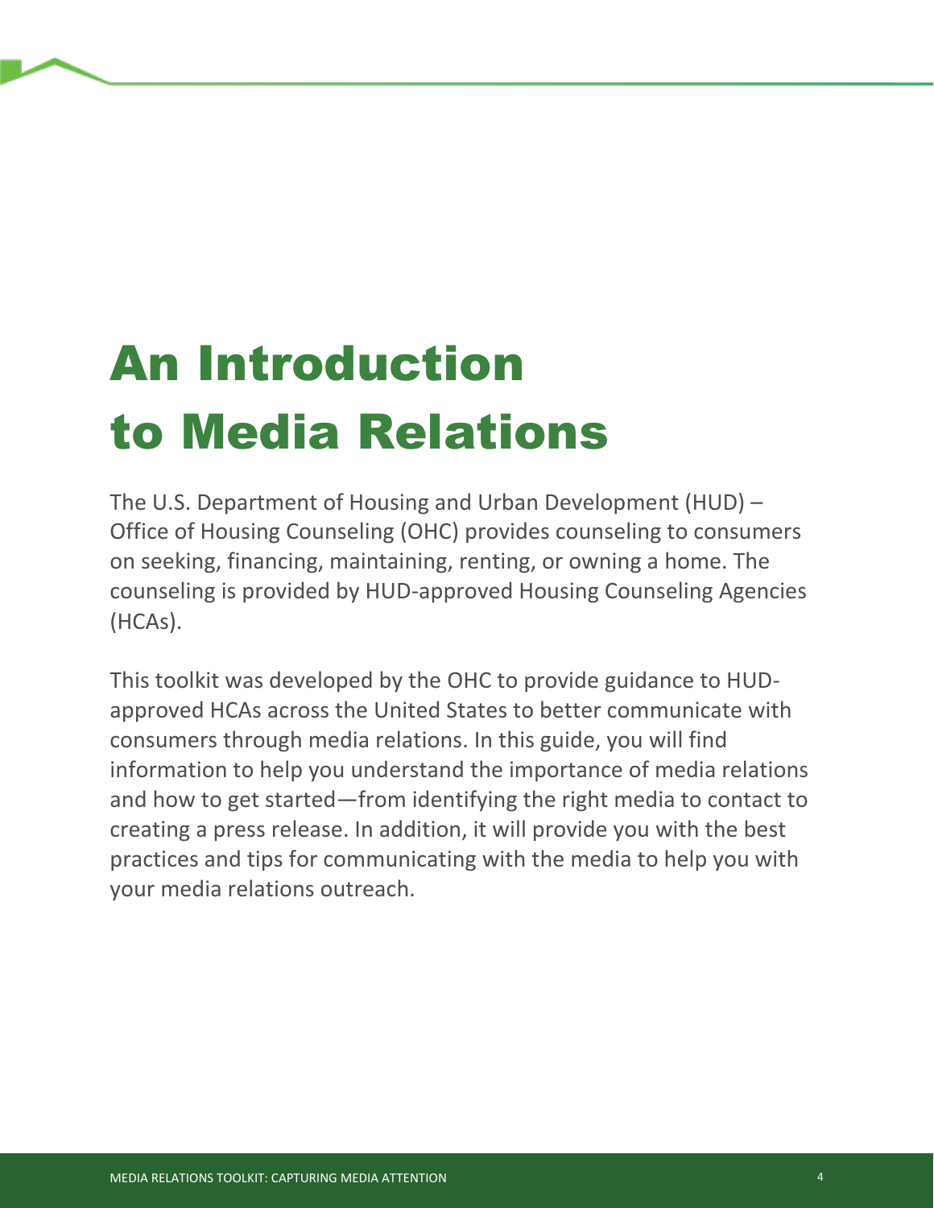# An Introduction to Media Relations

The U.S. Department of Housing and Urban Development (HUD) – Office of Housing Counseling (OHC) provides counseling to consumers on seeking, financing, maintaining, renting, or owning a home. The counseling is provided by HUD-approved Housing Counseling Agencies (HCAs).

This toolkit was developed by the OHC to provide guidance to HUD-approved HCAs across the United States to better communicate with consumers through media relations. In this guide, you will find information to help you understand the importance of media relations and how to get started—from identifying the right media to contact to creating a press release. In addition, it will provide you with the best practices and tips for communicating with the media to help you with your media relations outreach.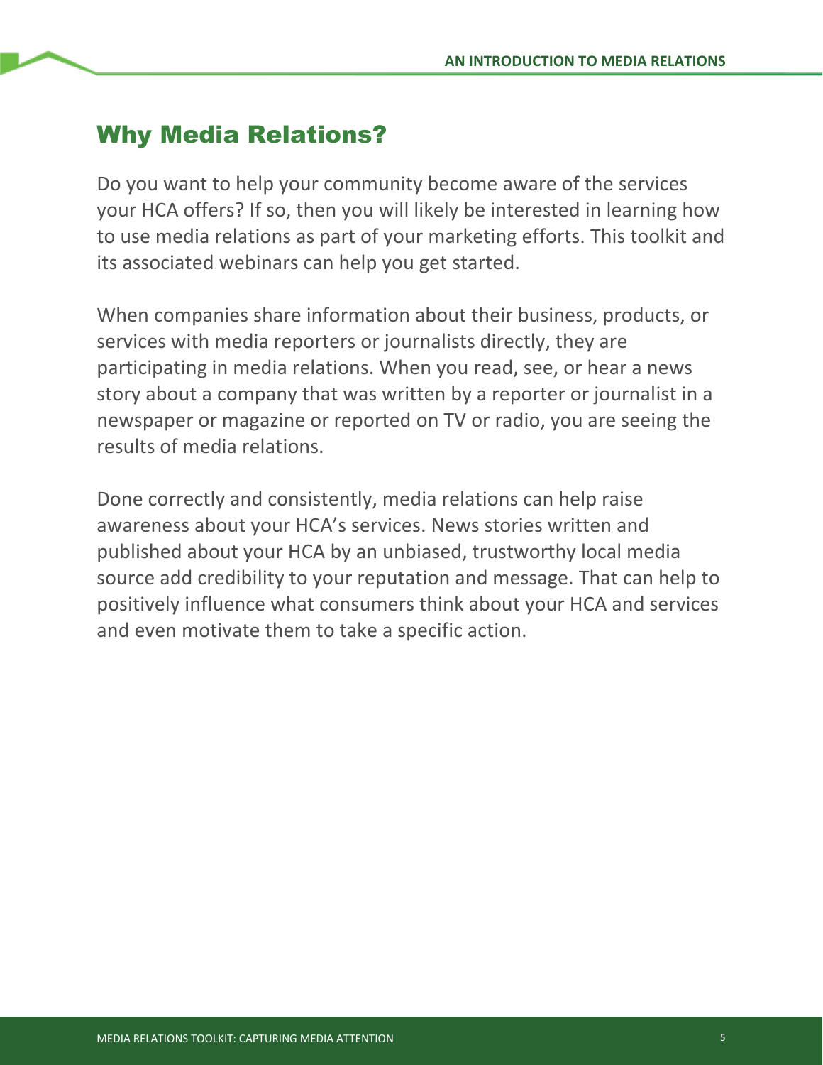## Why Media Relations?

Do you want to help your community become aware of the services your HCA offers? If so, then you will likely be interested in learning how to use media relations as part of your marketing efforts. This toolkit and its associated webinars can help you get started.

When companies share information about their business, products, or services with media reporters or journalists directly, they are participating in media relations. When you read, see, or hear a news story about a company that was written by a reporter or journalist in a newspaper or magazine or reported on TV or radio, you are seeing the results of media relations.

Done correctly and consistently, media relations can help raise awareness about your HCA's services. News stories written and published about your HCA by an unbiased, trustworthy local media source add credibility to your reputation and message. That can help to positively influence what consumers think about your HCA and services and even motivate them to take a specific action.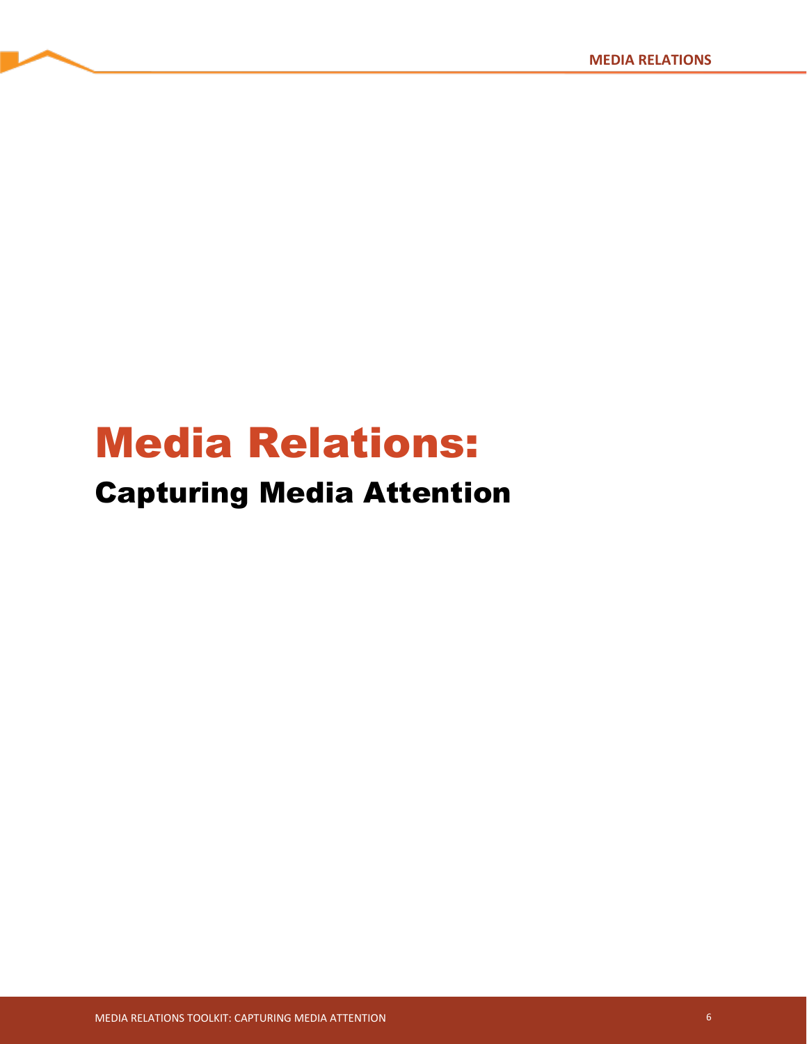# Media Relations:

## Capturing Media Attention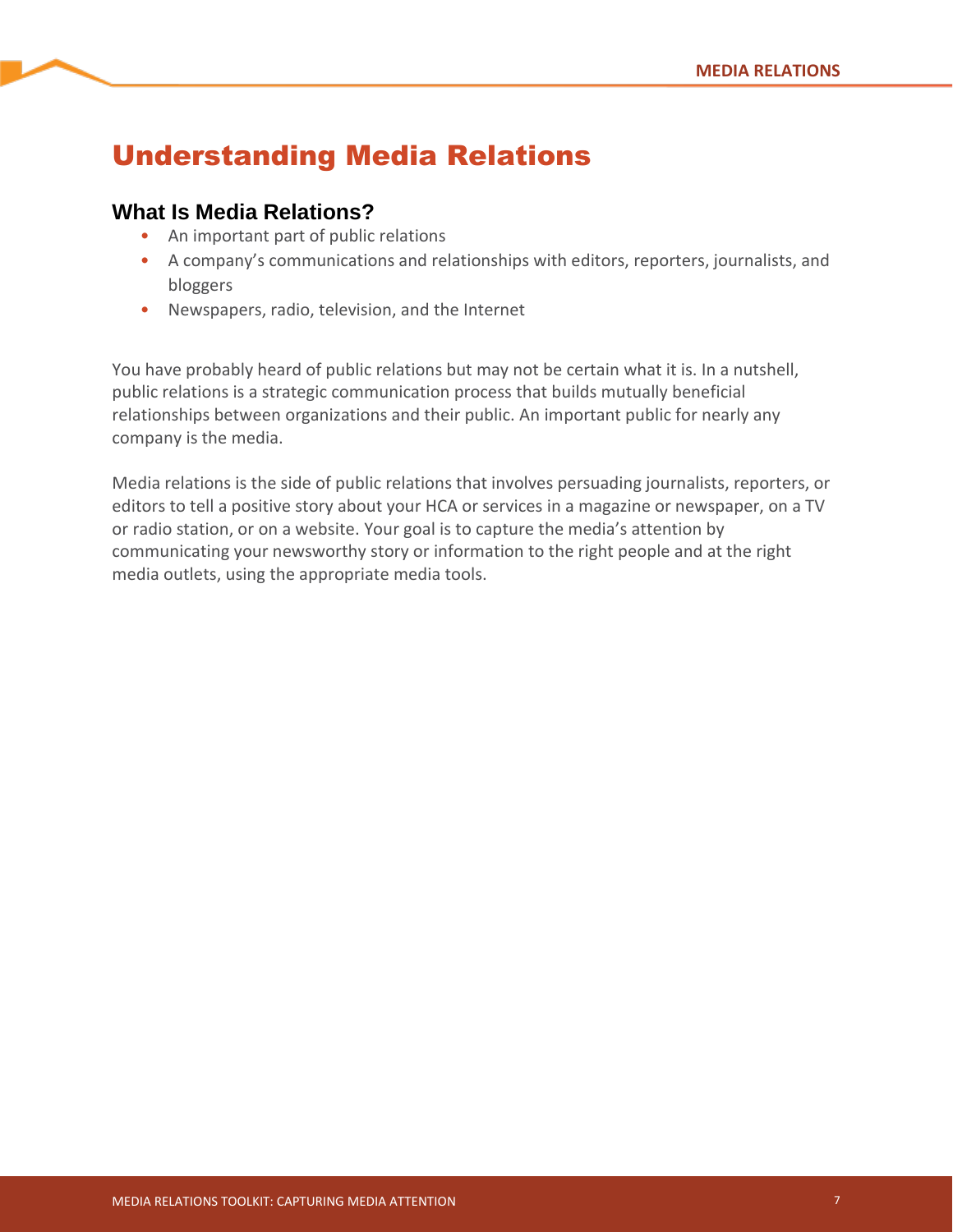# Understanding Media Relations

## What Is Media Relations?

- An important part of public relations
- A company's communications and relationships with editors, reporters, journalists, and bloggers
- Newspapers, radio, television, and the Internet

You have probably heard of public relations but may not be certain what it is. In a nutshell, public relations is a strategic communication process that builds mutually beneficial relationships between organizations and their public. An important public for nearly any company is the media.

Media relations is the side of public relations that involves persuading journalists, reporters, or editors to tell a positive story about your HCA or services in a magazine or newspaper, on a TV or radio station, or on a website. Your goal is to capture the media's attention by communicating your newsworthy story or information to the right people and at the right media outlets, using the appropriate media tools.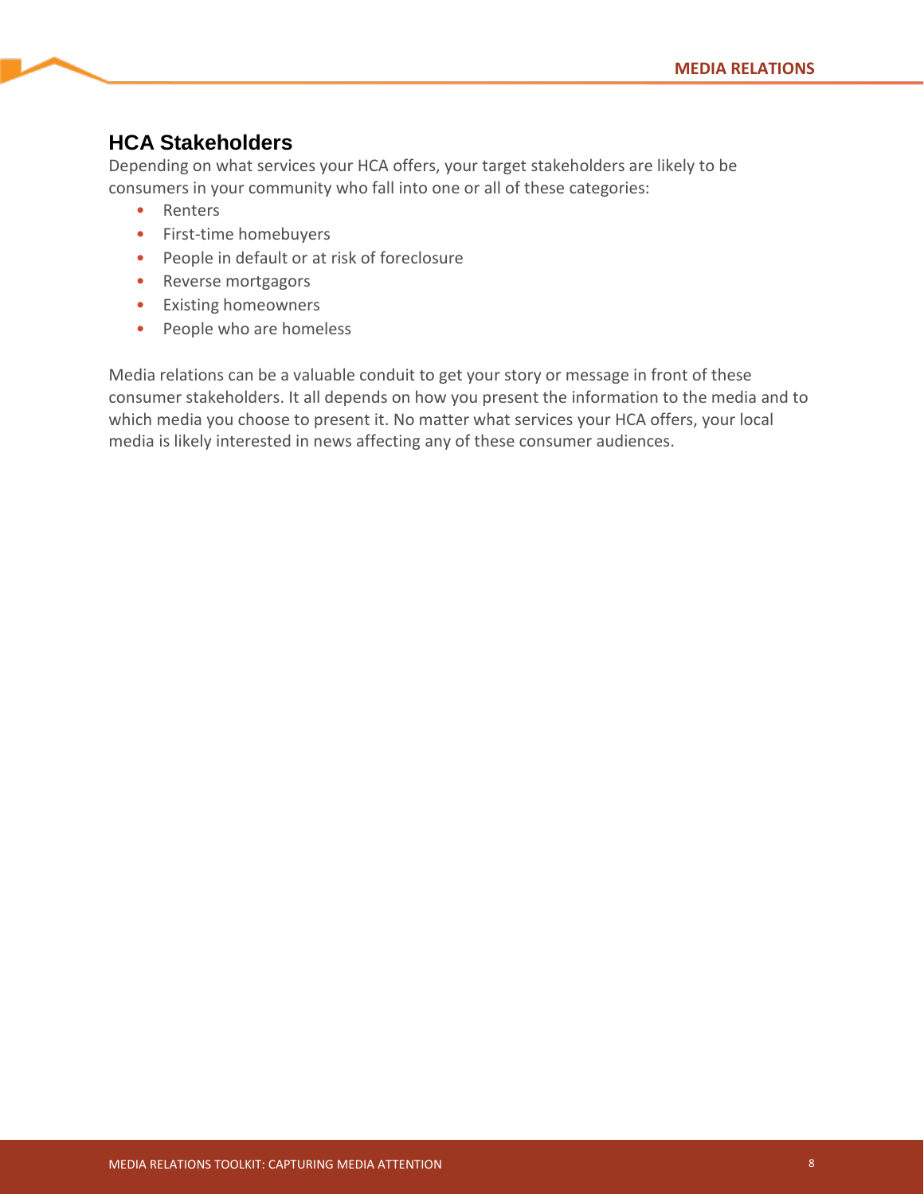## HCA Stakeholders

Depending on what services your HCA offers, your target stakeholders are likely to be consumers in your community who fall into one or all of these categories:

- Renters
- First-time homebuyers
- People in default or at risk of foreclosure
- Reverse mortgagors
- Existing homeowners
- People who are homeless

Media relations can be a valuable conduit to get your story or message in front of these consumer stakeholders. It all depends on how you present the information to the media and to which media you choose to present it. No matter what services your HCA offers, your local media is likely interested in news affecting any of these consumer audiences.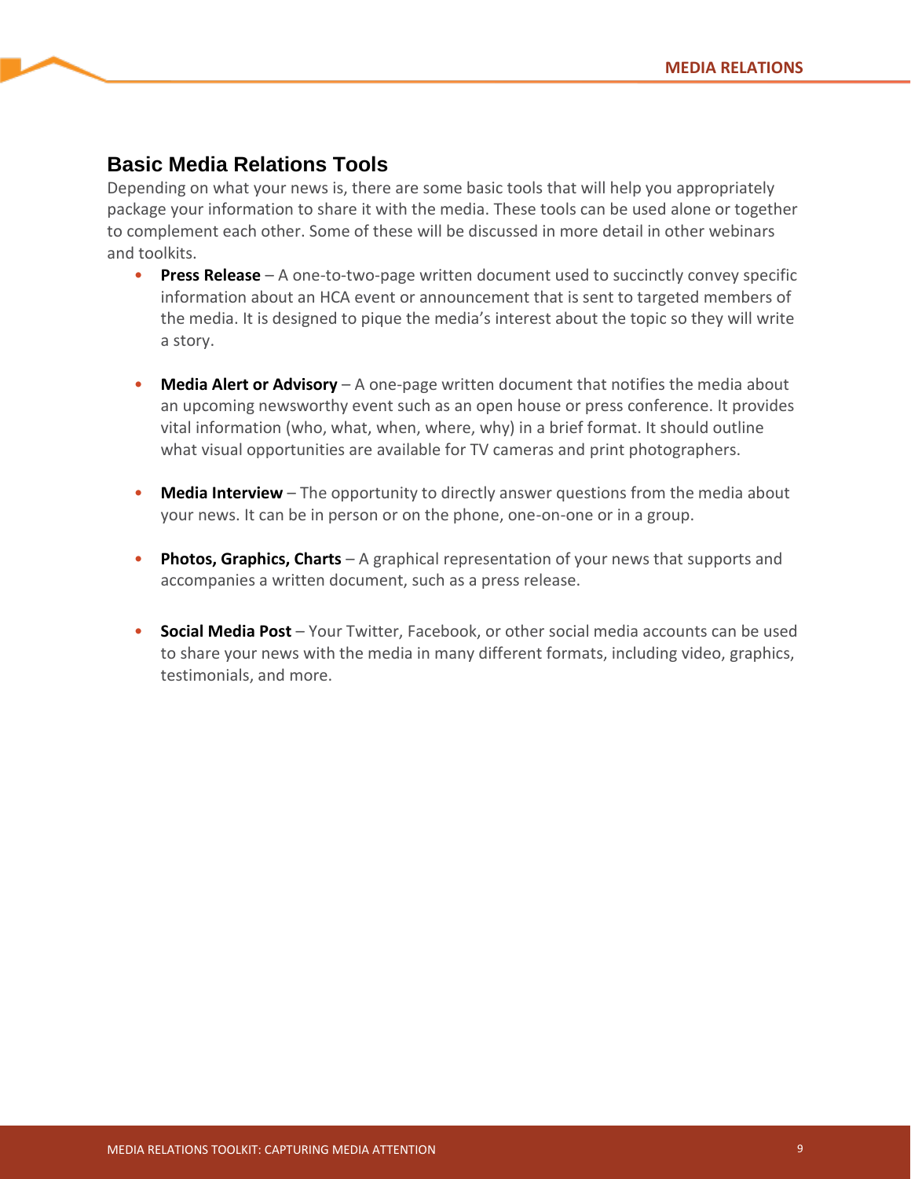## Basic Media Relations Tools

Depending on what your news is, there are some basic tools that will help you appropriately package your information to share it with the media. These tools can be used alone or together to complement each other. Some of these will be discussed in more detail in other webinars and toolkits.

- **Press Release** – A one-to-two-page written document used to succinctly convey specific information about an HCA event or announcement that is sent to targeted members of the media. It is designed to pique the media's interest about the topic so they will write a story.
- **Media Alert or Advisory** – A one-page written document that notifies the media about an upcoming newsworthy event such as an open house or press conference. It provides vital information (who, what, when, where, why) in a brief format. It should outline what visual opportunities are available for TV cameras and print photographers.
- **Media Interview** – The opportunity to directly answer questions from the media about your news. It can be in person or on the phone, one-on-one or in a group.
- **Photos, Graphics, Charts** – A graphical representation of your news that supports and accompanies a written document, such as a press release.
- **Social Media Post** – Your Twitter, Facebook, or other social media accounts can be used to share your news with the media in many different formats, including video, graphics, testimonials, and more.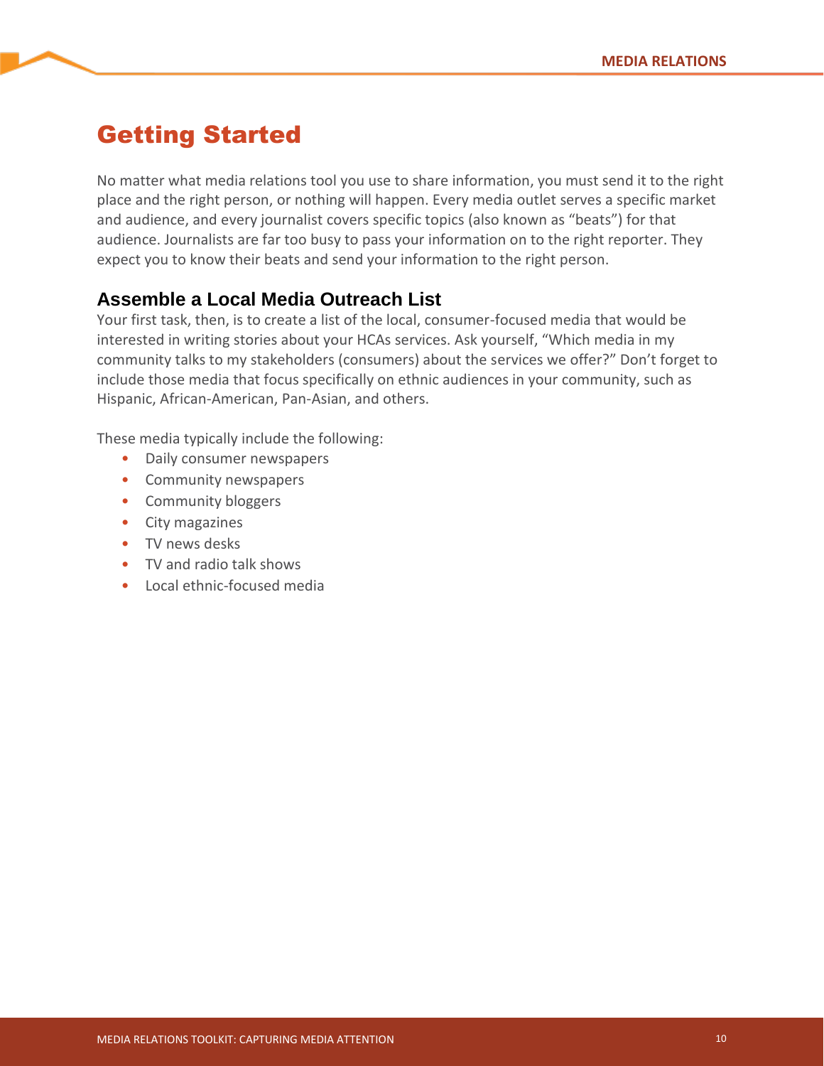# Getting Started

No matter what media relations tool you use to share information, you must send it to the right place and the right person, or nothing will happen. Every media outlet serves a specific market and audience, and every journalist covers specific topics (also known as "beats") for that audience. Journalists are far too busy to pass your information on to the right reporter. They expect you to know their beats and send your information to the right person.

## Assemble a Local Media Outreach List

Your first task, then, is to create a list of the local, consumer-focused media that would be interested in writing stories about your HCAs services. Ask yourself, "Which media in my community talks to my stakeholders (consumers) about the services we offer?" Don't forget to include those media that focus specifically on ethnic audiences in your community, such as Hispanic, African-American, Pan-Asian, and others.

These media typically include the following:

- Daily consumer newspapers
- Community newspapers
- Community bloggers
- City magazines
- TV news desks
- TV and radio talk shows
- Local ethnic-focused media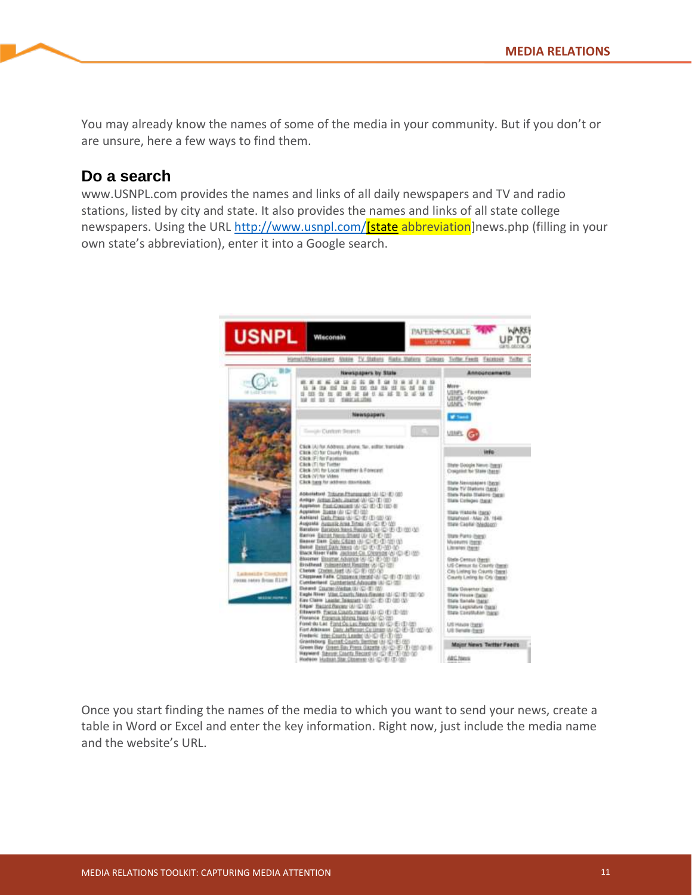You may already know the names of some of the media in your community. But if you don't or are unsure, here a few ways to find them.

## Do a search

www.USNPL.com provides the names and links of all daily newspapers and TV and radio stations, listed by city and state. It also provides the names and links of all state college newspapers. Using the URL http://www.usnpl.com/[state abbreviation]news.php (filling in your own state's abbreviation), enter it into a Google search.

Once you start finding the names of the media to which you want to send your news, create a table in Word or Excel and enter the key information. Right now, just include the media name and the website's URL.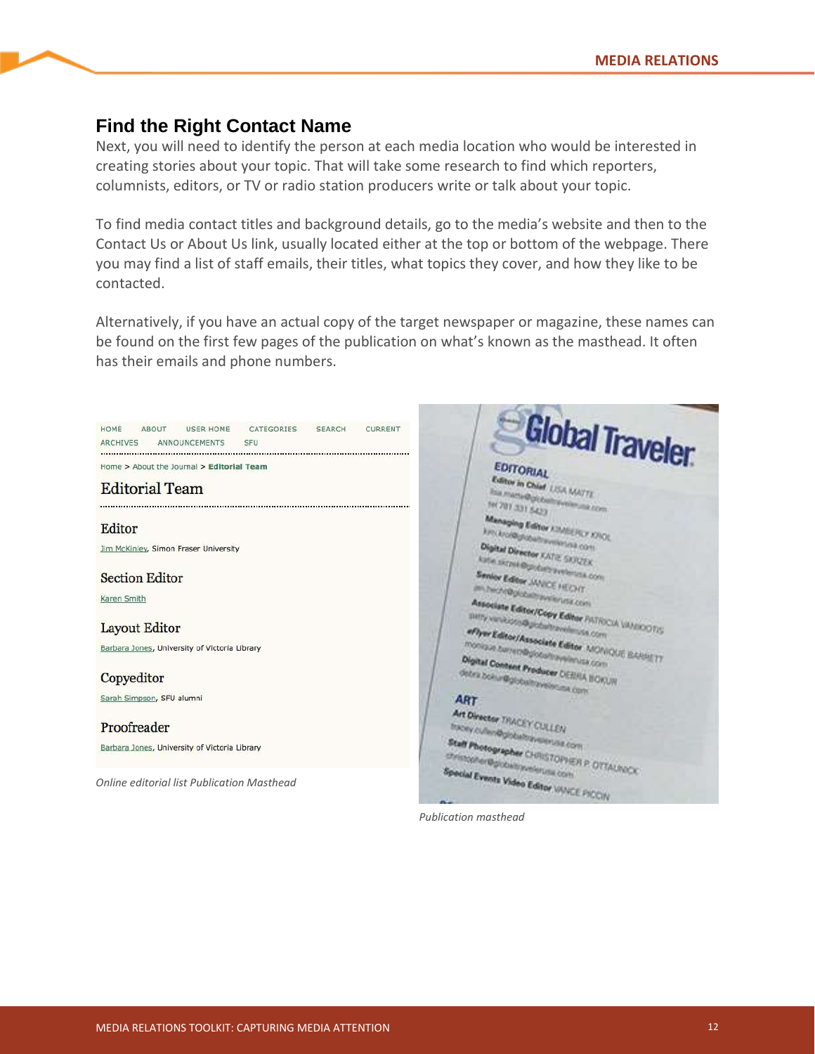## Find the Right Contact Name

Next, you will need to identify the person at each media location who would be interested in creating stories about your topic. That will take some research to find which reporters, columnists, editors, or TV or radio station producers write or talk about your topic.

To find media contact titles and background details, go to the media's website and then to the Contact Us or About Us link, usually located either at the top or bottom of the webpage. There you may find a list of staff emails, their titles, what topics they cover, and how they like to be contacted.

Alternatively, if you have an actual copy of the target newspaper or magazine, these names can be found on the first few pages of the publication on what's known as the masthead. It often has their emails and phone numbers.

HOME ABOUT USER HOME CATEGORIES SEARCH CURRENT ARCHIVES ANNOUNCEMENTS SFU

Home > About the Journal > **Editorial Team**

### Editorial Team

**Editor**
Jim McKinley, Simon Fraser University

**Section Editor**
Karen Smith

**Layout Editor**
Barbara Jones, University of Victoria Library

**Copyeditor**
Sarah Simpson, SFU alumni

**Proofreader**
Barbara Jones, University of Victoria Library

*Online editorial list Publication Masthead*

*Publication masthead*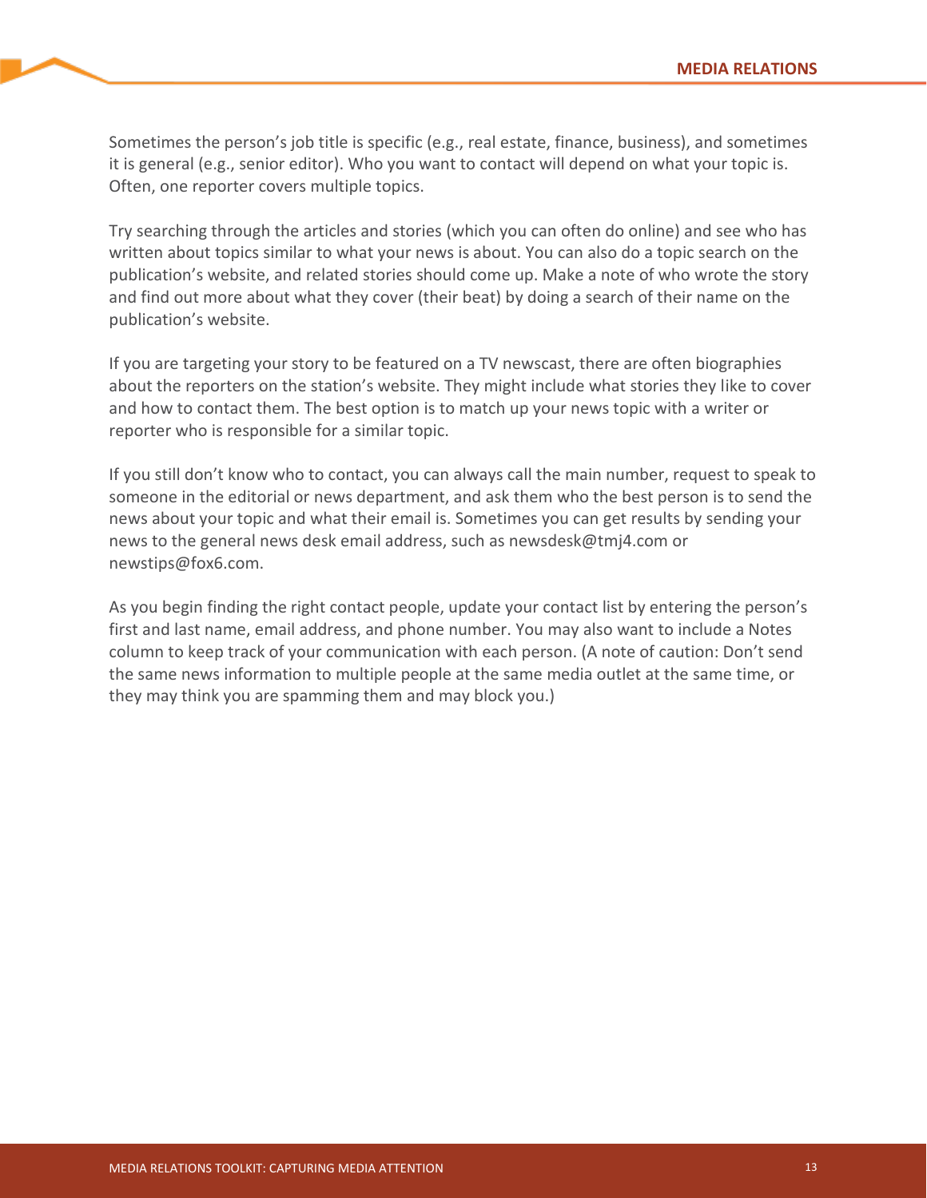Sometimes the person's job title is specific (e.g., real estate, finance, business), and sometimes it is general (e.g., senior editor). Who you want to contact will depend on what your topic is. Often, one reporter covers multiple topics.

Try searching through the articles and stories (which you can often do online) and see who has written about topics similar to what your news is about. You can also do a topic search on the publication's website, and related stories should come up. Make a note of who wrote the story and find out more about what they cover (their beat) by doing a search of their name on the publication's website.

If you are targeting your story to be featured on a TV newscast, there are often biographies about the reporters on the station's website. They might include what stories they like to cover and how to contact them. The best option is to match up your news topic with a writer or reporter who is responsible for a similar topic.

If you still don't know who to contact, you can always call the main number, request to speak to someone in the editorial or news department, and ask them who the best person is to send the news about your topic and what their email is. Sometimes you can get results by sending your news to the general news desk email address, such as newsdesk@tmj4.com or newstips@fox6.com.

As you begin finding the right contact people, update your contact list by entering the person's first and last name, email address, and phone number. You may also want to include a Notes column to keep track of your communication with each person. (A note of caution: Don't send the same news information to multiple people at the same media outlet at the same time, or they may think you are spamming them and may block you.)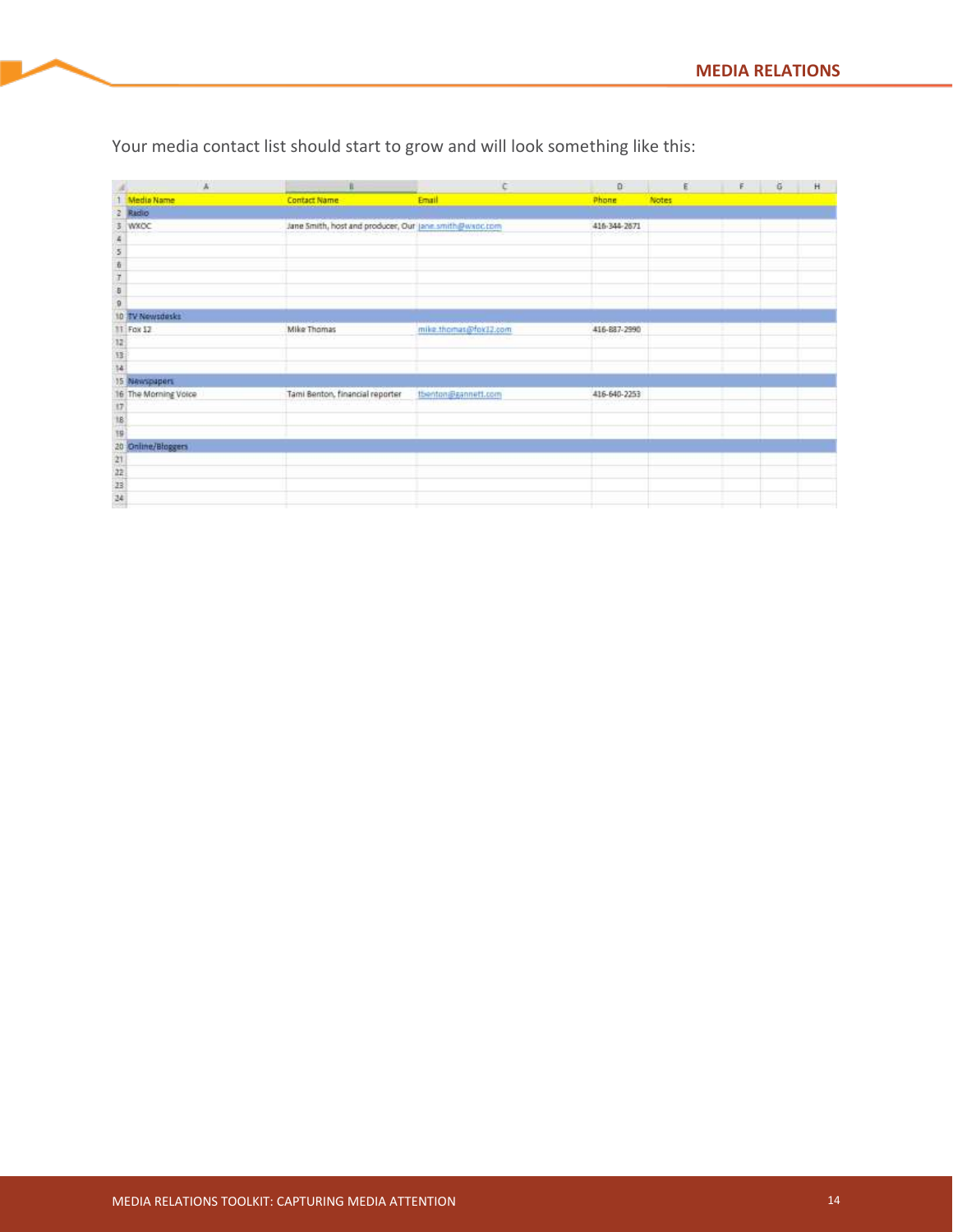Your media contact list should start to grow and will look something like this:

| Media Name | Contact Name | Email | Phone | Notes |
|---|---|---|---|---|
| Radio | | | | |
| WXOC | Jane Smith, host and producer, Our | jane.smith@wxoc.com | 416-344-2671 | |
| | | | | |
| | | | | |
| | | | | |
| | | | | |
| | | | | |
| | | | | |
| TV Newsdesks | | | | |
| Fox 12 | Mike Thomas | mike.thomas@fox12.com | 416-887-2990 | |
| | | | | |
| | | | | |
| | | | | |
| Newspapers | | | | |
| The Morning Voice | Tami Benton, financial reporter | tbenton@gannett.com | 416-640-2253 | |
| | | | | |
| | | | | |
| | | | | |
| Online/Bloggers | | | | |
| | | | | |
| | | | | |
| | | | | |
| | | | | |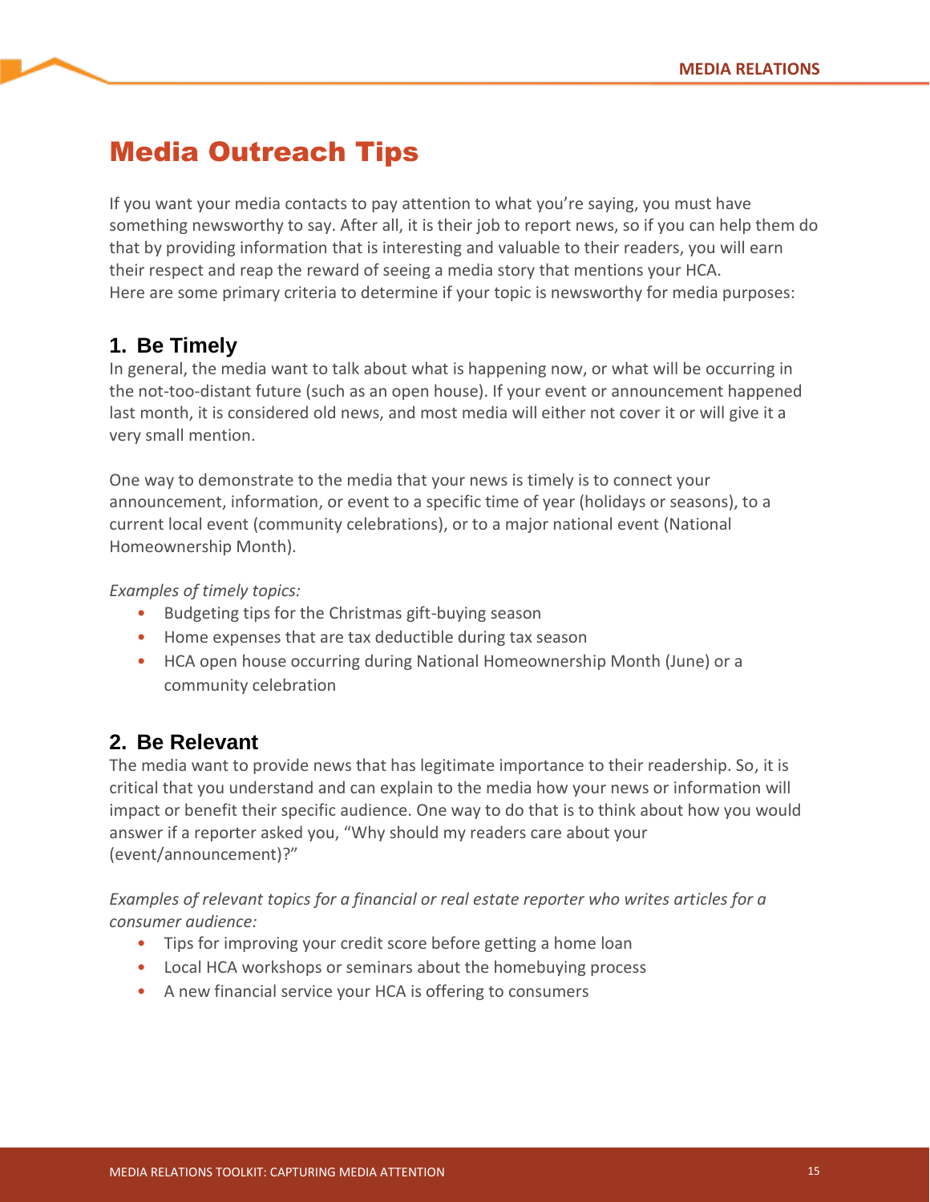# Media Outreach Tips

If you want your media contacts to pay attention to what you're saying, you must have something newsworthy to say. After all, it is their job to report news, so if you can help them do that by providing information that is interesting and valuable to their readers, you will earn their respect and reap the reward of seeing a media story that mentions your HCA.
Here are some primary criteria to determine if your topic is newsworthy for media purposes:

## 1. Be Timely

In general, the media want to talk about what is happening now, or what will be occurring in the not-too-distant future (such as an open house). If your event or announcement happened last month, it is considered old news, and most media will either not cover it or will give it a very small mention.

One way to demonstrate to the media that your news is timely is to connect your announcement, information, or event to a specific time of year (holidays or seasons), to a current local event (community celebrations), or to a major national event (National Homeownership Month).

*Examples of timely topics:*

- Budgeting tips for the Christmas gift-buying season
- Home expenses that are tax deductible during tax season
- HCA open house occurring during National Homeownership Month (June) or a community celebration

## 2. Be Relevant

The media want to provide news that has legitimate importance to their readership. So, it is critical that you understand and can explain to the media how your news or information will impact or benefit their specific audience. One way to do that is to think about how you would answer if a reporter asked you, "Why should my readers care about your (event/announcement)?"

*Examples of relevant topics for a financial or real estate reporter who writes articles for a consumer audience:*

- Tips for improving your credit score before getting a home loan
- Local HCA workshops or seminars about the homebuying process
- A new financial service your HCA is offering to consumers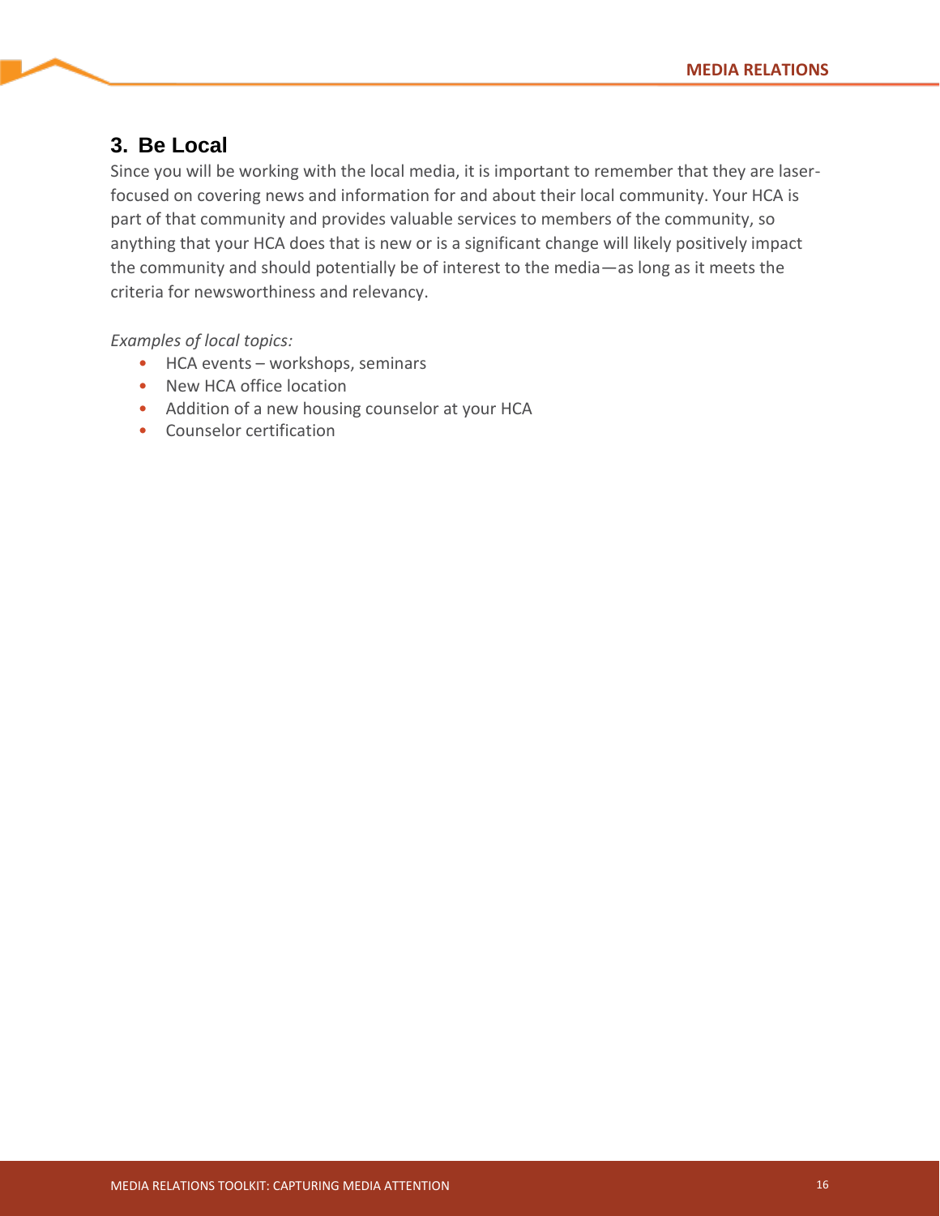## 3. Be Local

Since you will be working with the local media, it is important to remember that they are laser-focused on covering news and information for and about their local community. Your HCA is part of that community and provides valuable services to members of the community, so anything that your HCA does that is new or is a significant change will likely positively impact the community and should potentially be of interest to the media—as long as it meets the criteria for newsworthiness and relevancy.

*Examples of local topics:*

- HCA events – workshops, seminars
- New HCA office location
- Addition of a new housing counselor at your HCA
- Counselor certification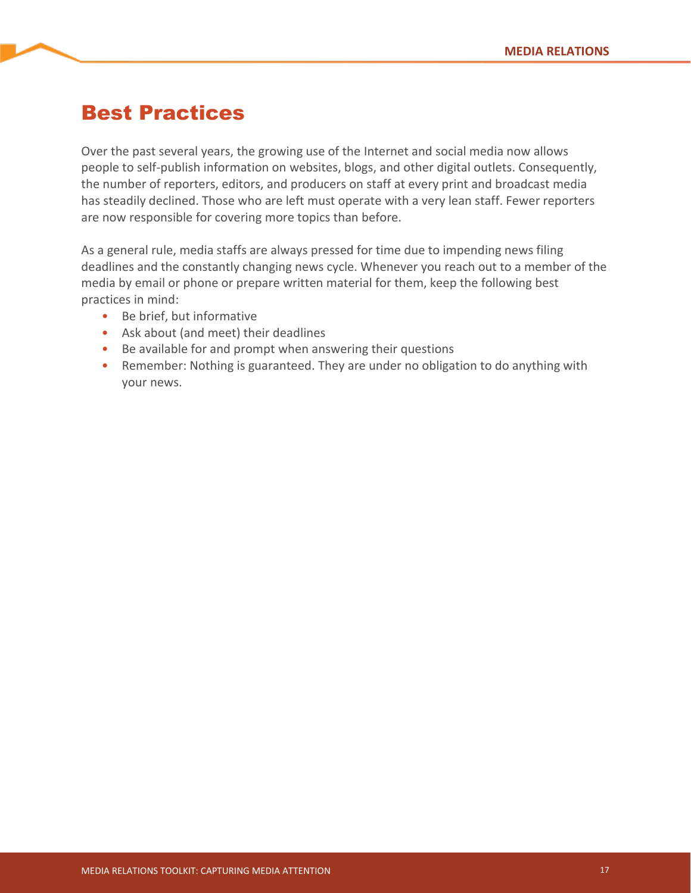# Best Practices

Over the past several years, the growing use of the Internet and social media now allows people to self-publish information on websites, blogs, and other digital outlets. Consequently, the number of reporters, editors, and producers on staff at every print and broadcast media has steadily declined. Those who are left must operate with a very lean staff. Fewer reporters are now responsible for covering more topics than before.

As a general rule, media staffs are always pressed for time due to impending news filing deadlines and the constantly changing news cycle. Whenever you reach out to a member of the media by email or phone or prepare written material for them, keep the following best practices in mind:

- Be brief, but informative
- Ask about (and meet) their deadlines
- Be available for and prompt when answering their questions
- Remember: Nothing is guaranteed. They are under no obligation to do anything with your news.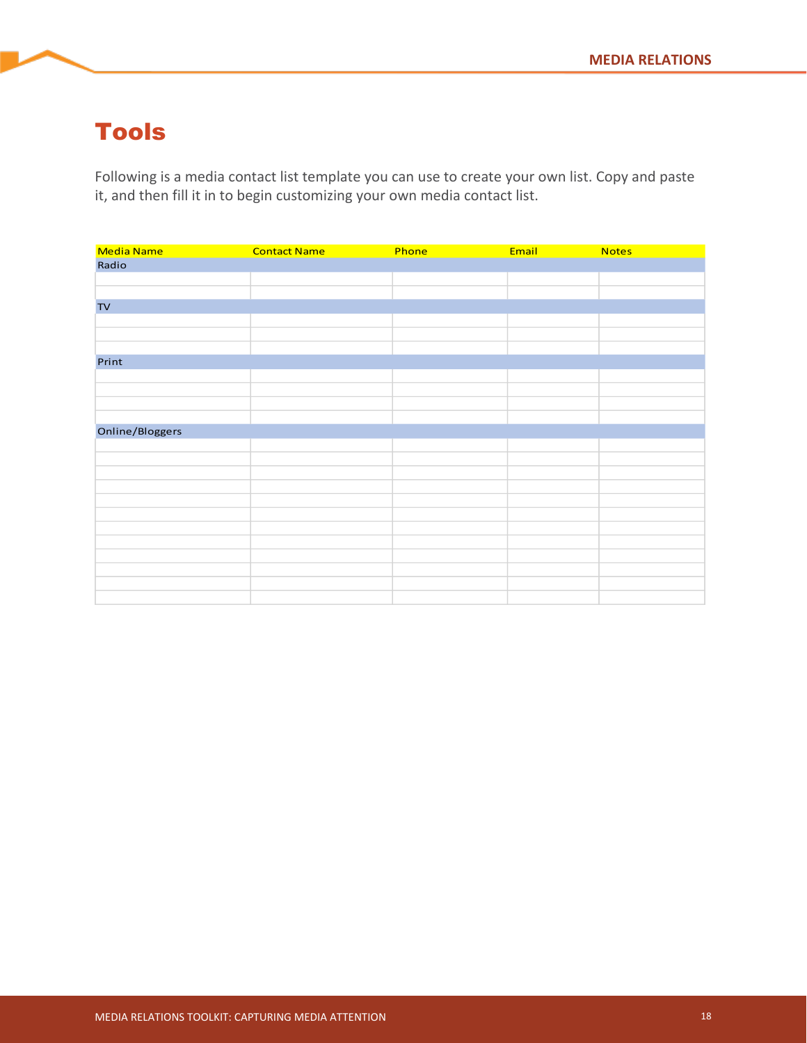# Tools

Following is a media contact list template you can use to create your own list. Copy and paste it, and then fill it in to begin customizing your own media contact list.

| Media Name | Contact Name | Phone | Email | Notes |
|---|---|---|---|---|
| Radio | | | | |
| | | | | |
| | | | | |
| TV | | | | |
| | | | | |
| | | | | |
| | | | | |
| Print | | | | |
| | | | | |
| | | | | |
| | | | | |
| | | | | |
| Online/Bloggers | | | | |
| | | | | |
| | | | | |
| | | | | |
| | | | | |
| | | | | |
| | | | | |
| | | | | |
| | | | | |
| | | | | |
| | | | | |
| | | | | |
| | | | | |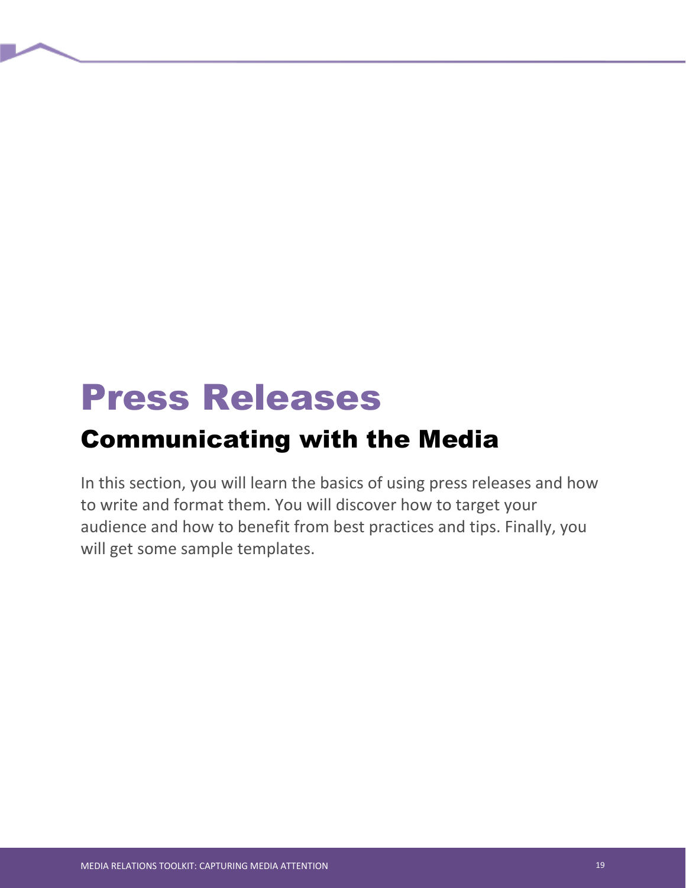# Press Releases

## Communicating with the Media

In this section, you will learn the basics of using press releases and how to write and format them. You will discover how to target your audience and how to benefit from best practices and tips. Finally, you will get some sample templates.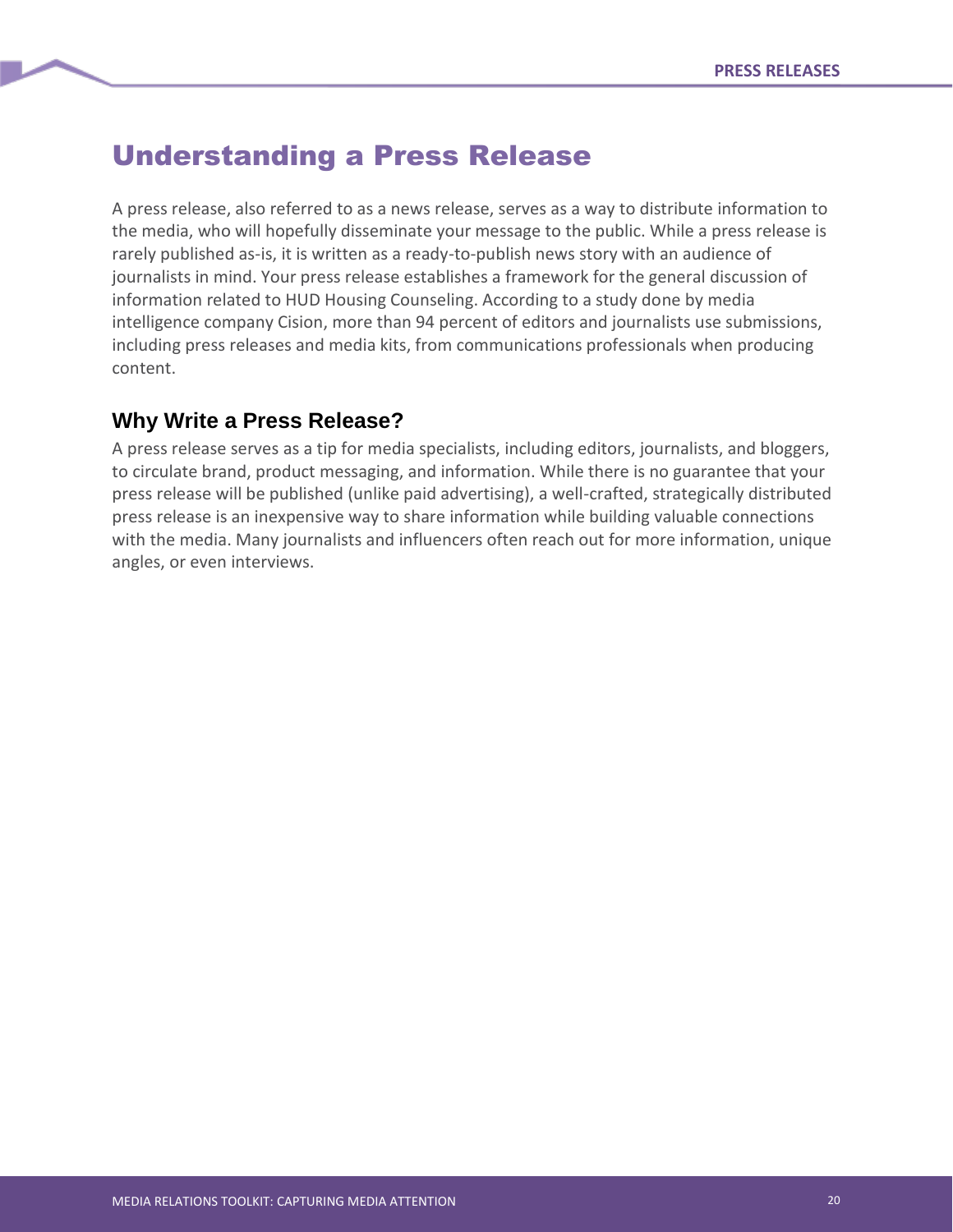# Understanding a Press Release

A press release, also referred to as a news release, serves as a way to distribute information to the media, who will hopefully disseminate your message to the public. While a press release is rarely published as-is, it is written as a ready-to-publish news story with an audience of journalists in mind. Your press release establishes a framework for the general discussion of information related to HUD Housing Counseling. According to a study done by media intelligence company Cision, more than 94 percent of editors and journalists use submissions, including press releases and media kits, from communications professionals when producing content.

## Why Write a Press Release?

A press release serves as a tip for media specialists, including editors, journalists, and bloggers, to circulate brand, product messaging, and information. While there is no guarantee that your press release will be published (unlike paid advertising), a well-crafted, strategically distributed press release is an inexpensive way to share information while building valuable connections with the media. Many journalists and influencers often reach out for more information, unique angles, or even interviews.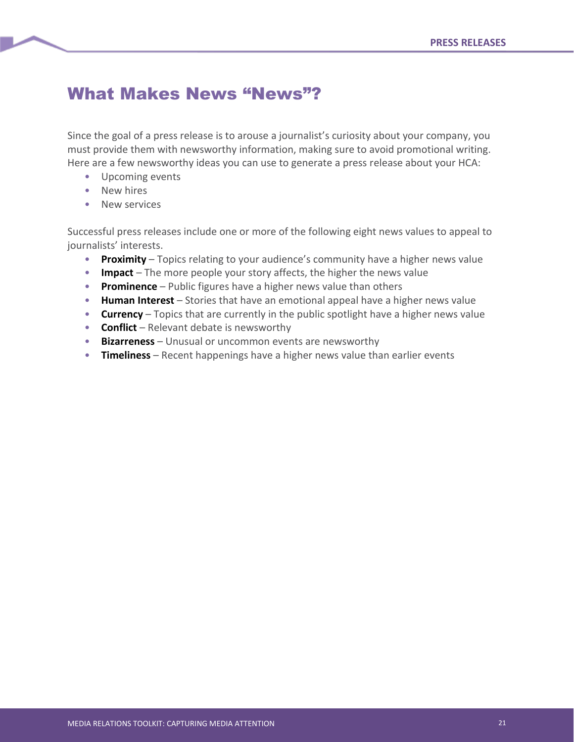# What Makes News "News"?

Since the goal of a press release is to arouse a journalist's curiosity about your company, you must provide them with newsworthy information, making sure to avoid promotional writing. Here are a few newsworthy ideas you can use to generate a press release about your HCA:

- Upcoming events
- New hires
- New services

Successful press releases include one or more of the following eight news values to appeal to journalists' interests.

- **Proximity** – Topics relating to your audience's community have a higher news value
- **Impact** – The more people your story affects, the higher the news value
- **Prominence** – Public figures have a higher news value than others
- **Human Interest** – Stories that have an emotional appeal have a higher news value
- **Currency** – Topics that are currently in the public spotlight have a higher news value
- **Conflict** – Relevant debate is newsworthy
- **Bizarreness** – Unusual or uncommon events are newsworthy
- **Timeliness** – Recent happenings have a higher news value than earlier events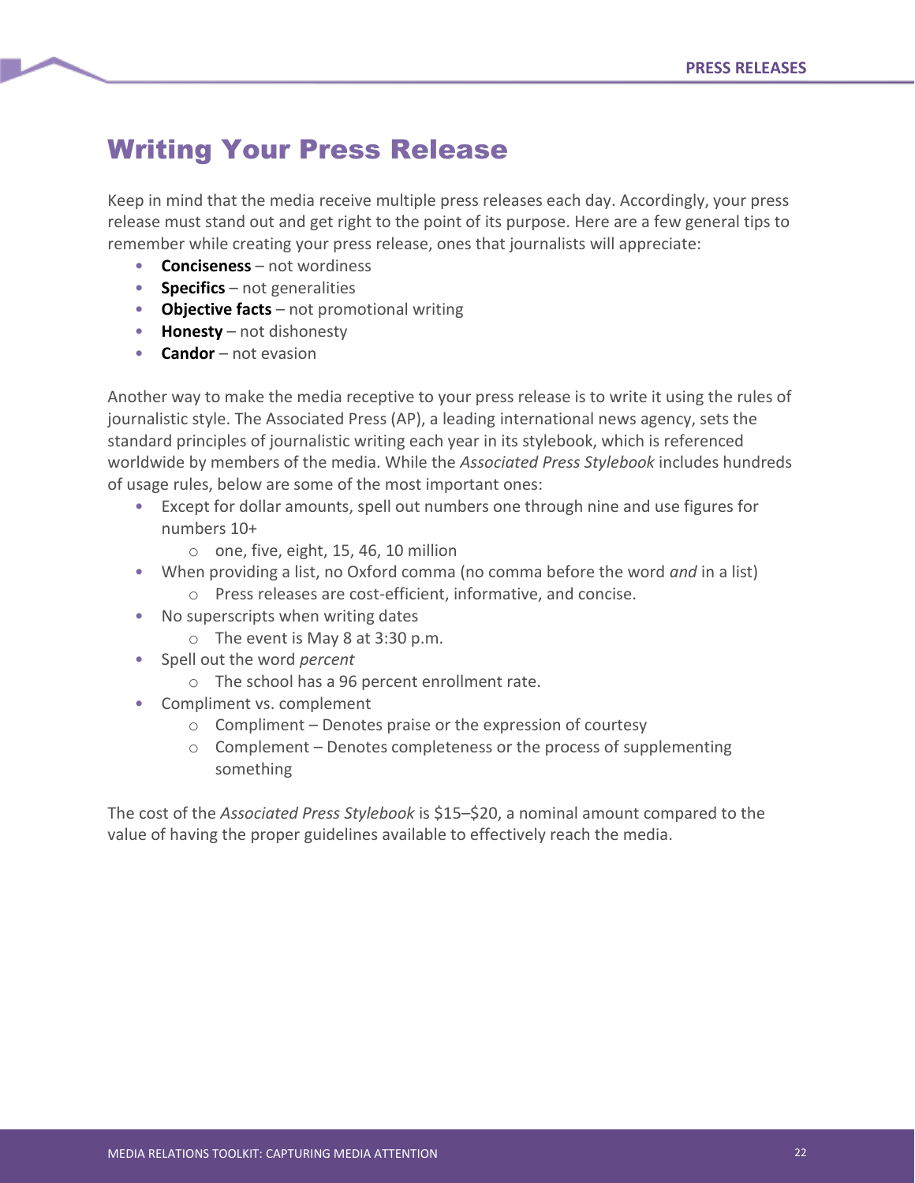# Writing Your Press Release

Keep in mind that the media receive multiple press releases each day. Accordingly, your press release must stand out and get right to the point of its purpose. Here are a few general tips to remember while creating your press release, ones that journalists will appreciate:

- **Conciseness** – not wordiness
- **Specifics** – not generalities
- **Objective facts** – not promotional writing
- **Honesty** – not dishonesty
- **Candor** – not evasion

Another way to make the media receptive to your press release is to write it using the rules of journalistic style. The Associated Press (AP), a leading international news agency, sets the standard principles of journalistic writing each year in its stylebook, which is referenced worldwide by members of the media. While the *Associated Press Stylebook* includes hundreds of usage rules, below are some of the most important ones:

- Except for dollar amounts, spell out numbers one through nine and use figures for numbers 10+
  - one, five, eight, 15, 46, 10 million
- When providing a list, no Oxford comma (no comma before the word *and* in a list)
  - Press releases are cost-efficient, informative, and concise.
- No superscripts when writing dates
  - The event is May 8 at 3:30 p.m.
- Spell out the word *percent*
  - The school has a 96 percent enrollment rate.
- Compliment vs. complement
  - Compliment – Denotes praise or the expression of courtesy
  - Complement – Denotes completeness or the process of supplementing something

The cost of the *Associated Press Stylebook* is $15–$20, a nominal amount compared to the value of having the proper guidelines available to effectively reach the media.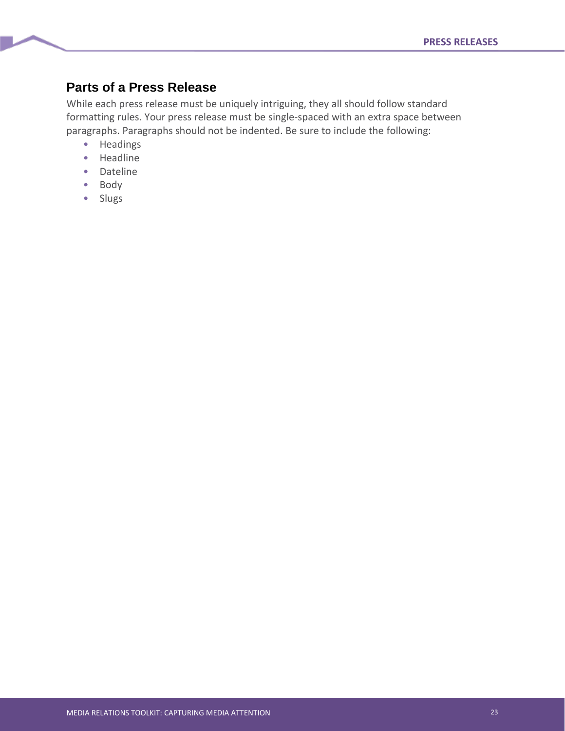## Parts of a Press Release

While each press release must be uniquely intriguing, they all should follow standard formatting rules. Your press release must be single-spaced with an extra space between paragraphs. Paragraphs should not be indented. Be sure to include the following:

- Headings
- Headline
- Dateline
- Body
- Slugs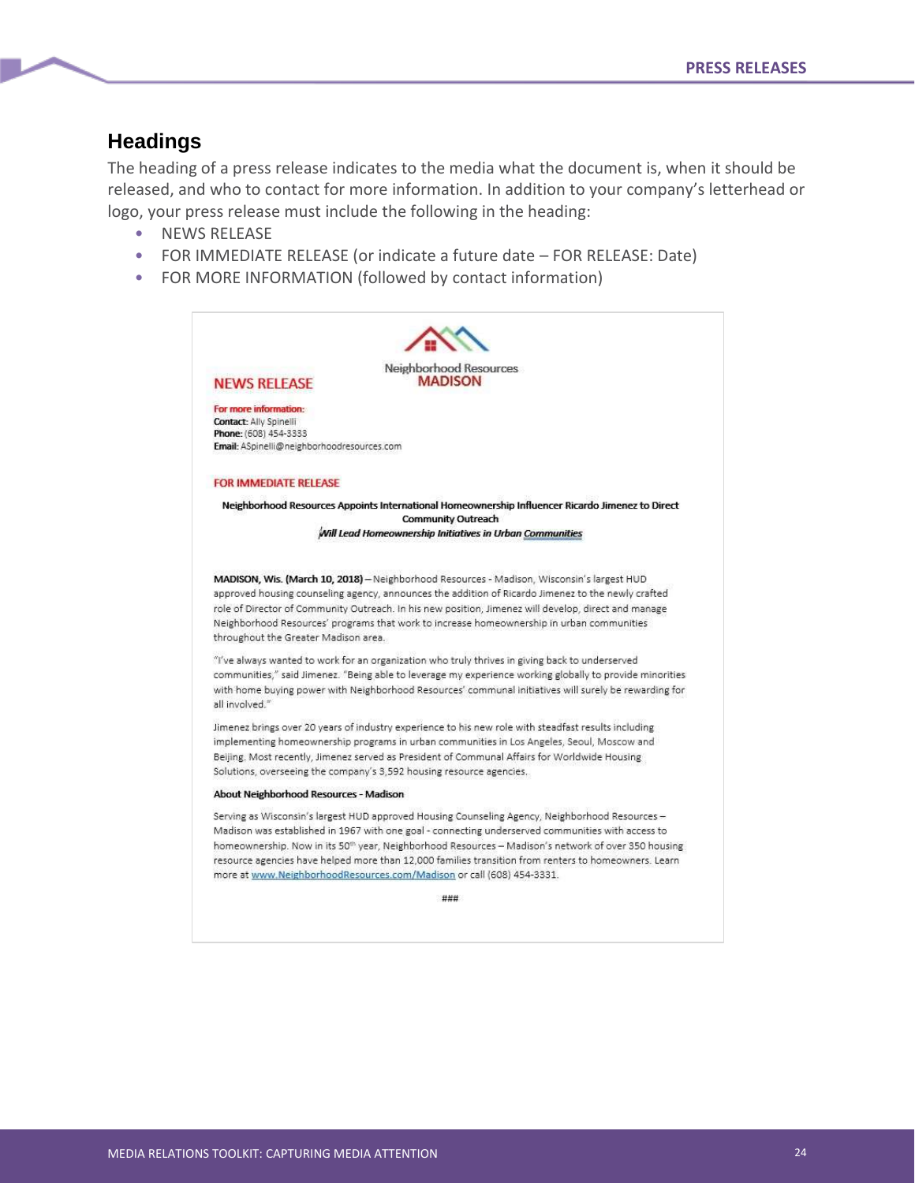## Headings

The heading of a press release indicates to the media what the document is, when it should be released, and who to contact for more information. In addition to your company's letterhead or logo, your press release must include the following in the heading:

- NEWS RELEASE
- FOR IMMEDIATE RELEASE (or indicate a future date – FOR RELEASE: Date)
- FOR MORE INFORMATION (followed by contact information)

Neighborhood Resources
MADISON

NEWS RELEASE

**For more information:**
**Contact:** Ally Spinelli
**Phone:** (608) 454-3333
**Email:** ASpinelli@neighborhoodresources.com

FOR IMMEDIATE RELEASE

**Neighborhood Resources Appoints International Homeownership Influencer Ricardo Jimenez to Direct Community Outreach**
***Will Lead Homeownership Initiatives in Urban Communities***

**MADISON, Wis. (March 10, 2018)** – Neighborhood Resources - Madison, Wisconsin's largest HUD approved housing counseling agency, announces the addition of Ricardo Jimenez to the newly crafted role of Director of Community Outreach. In his new position, Jimenez will develop, direct and manage Neighborhood Resources' programs that work to increase homeownership in urban communities throughout the Greater Madison area.

"I've always wanted to work for an organization who truly thrives in giving back to underserved communities," said Jimenez. "Being able to leverage my experience working globally to provide minorities with home buying power with Neighborhood Resources' communal initiatives will surely be rewarding for all involved."

Jimenez brings over 20 years of industry experience to his new role with steadfast results including implementing homeownership programs in urban communities in Los Angeles, Seoul, Moscow and Beijing. Most recently, Jimenez served as President of Communal Affairs for Worldwide Housing Solutions, overseeing the company's 3,592 housing resource agencies.

**About Neighborhood Resources - Madison**

Serving as Wisconsin's largest HUD approved Housing Counseling Agency, Neighborhood Resources – Madison was established in 1967 with one goal - connecting underserved communities with access to homeownership. Now in its 50th year, Neighborhood Resources – Madison's network of over 350 housing resource agencies have helped more than 12,000 families transition from renters to homeowners. Learn more at www.NeighborhoodResources.com/Madison or call (608) 454-3331.

###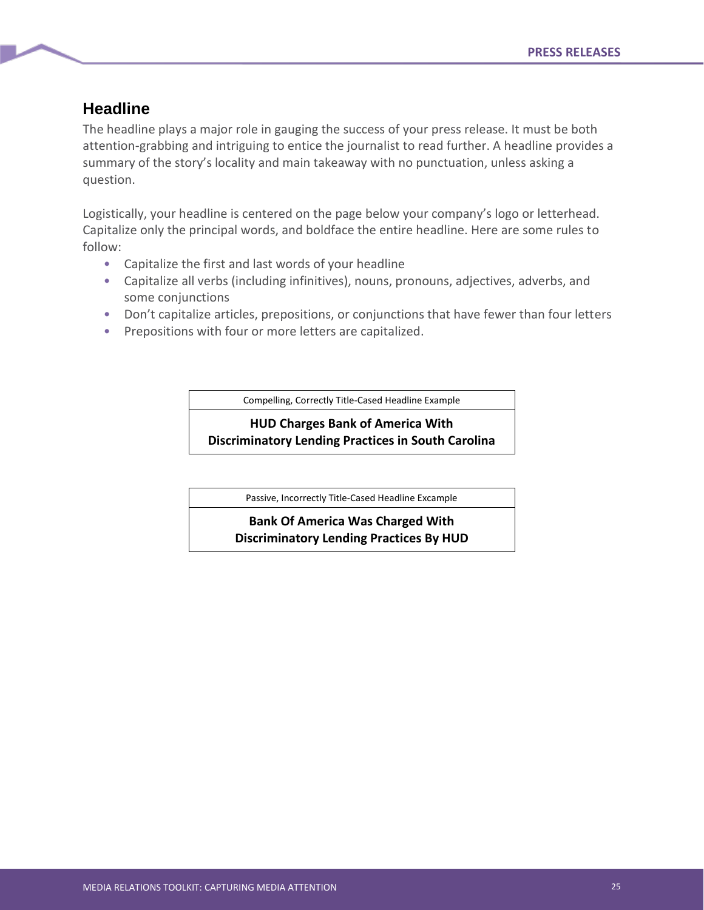## Headline

The headline plays a major role in gauging the success of your press release. It must be both attention-grabbing and intriguing to entice the journalist to read further. A headline provides a summary of the story's locality and main takeaway with no punctuation, unless asking a question.

Logistically, your headline is centered on the page below your company's logo or letterhead. Capitalize only the principal words, and boldface the entire headline. Here are some rules to follow:

- Capitalize the first and last words of your headline
- Capitalize all verbs (including infinitives), nouns, pronouns, adjectives, adverbs, and some conjunctions
- Don't capitalize articles, prepositions, or conjunctions that have fewer than four letters
- Prepositions with four or more letters are capitalized.

| Compelling, Correctly Title-Cased Headline Example |
| --- |
| **HUD Charges Bank of America With Discriminatory Lending Practices in South Carolina** |

| Passive, Incorrectly Title-Cased Headline Excample |
| --- |
| **Bank Of America Was Charged With Discriminatory Lending Practices By HUD** |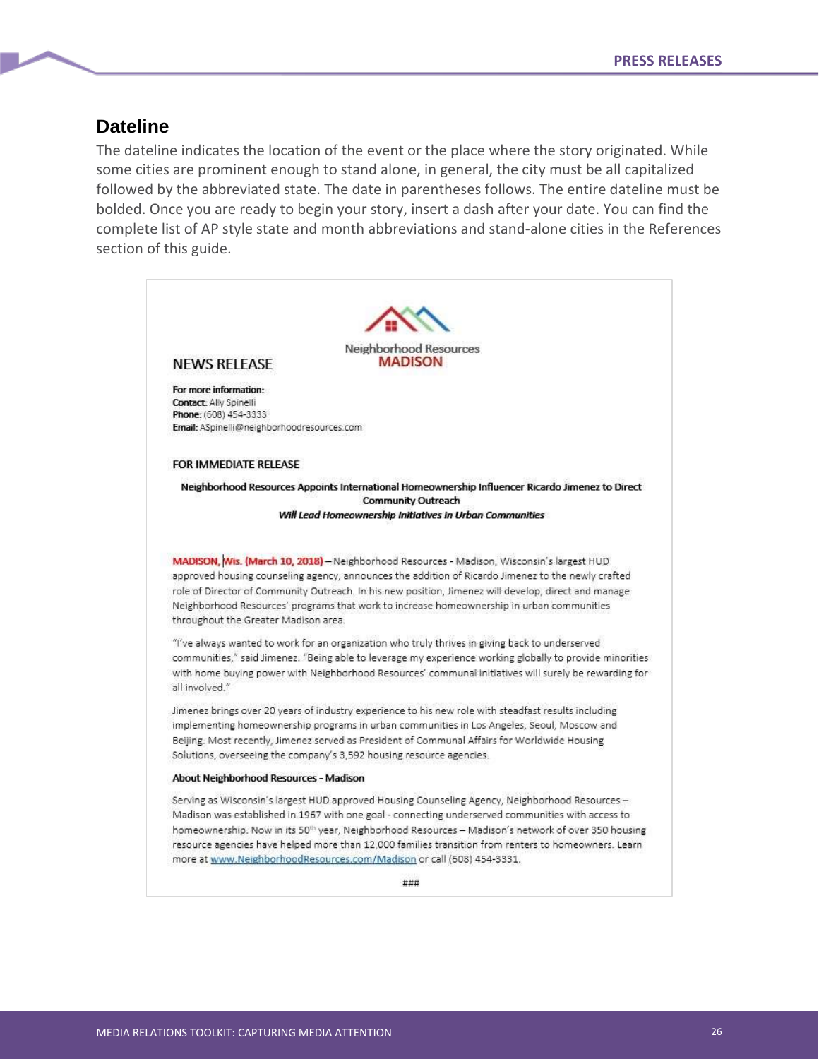## Dateline

The dateline indicates the location of the event or the place where the story originated. While some cities are prominent enough to stand alone, in general, the city must be all capitalized followed by the abbreviated state. The date in parentheses follows. The entire dateline must be bolded. Once you are ready to begin your story, insert a dash after your date. You can find the complete list of AP style state and month abbreviations and stand-alone cities in the References section of this guide.

Neighborhood Resources
**MADISON**

NEWS RELEASE

**For more information:**
**Contact:** Ally Spinelli
**Phone:** (608) 454-3333
**Email:** ASpinelli@neighborhoodresources.com

FOR IMMEDIATE RELEASE

**Neighborhood Resources Appoints International Homeownership Influencer Ricardo Jimenez to Direct Community Outreach**
***Will Lead Homeownership Initiatives in Urban Communities***

**MADISON, Wis. (March 10, 2018)** – Neighborhood Resources - Madison, Wisconsin's largest HUD approved housing counseling agency, announces the addition of Ricardo Jimenez to the newly crafted role of Director of Community Outreach. In his new position, Jimenez will develop, direct and manage Neighborhood Resources' programs that work to increase homeownership in urban communities throughout the Greater Madison area.

"I've always wanted to work for an organization who truly thrives in giving back to underserved communities," said Jimenez. "Being able to leverage my experience working globally to provide minorities with home buying power with Neighborhood Resources' communal initiatives will surely be rewarding for all involved."

Jimenez brings over 20 years of industry experience to his new role with steadfast results including implementing homeownership programs in urban communities in Los Angeles, Seoul, Moscow and Beijing. Most recently, Jimenez served as President of Communal Affairs for Worldwide Housing Solutions, overseeing the company's 3,592 housing resource agencies.

**About Neighborhood Resources - Madison**

Serving as Wisconsin's largest HUD approved Housing Counseling Agency, Neighborhood Resources – Madison was established in 1967 with one goal - connecting underserved communities with access to homeownership. Now in its 50th year, Neighborhood Resources – Madison's network of over 350 housing resource agencies have helped more than 12,000 families transition from renters to homeowners. Learn more at www.NeighborhoodResources.com/Madison or call (608) 454-3331.

###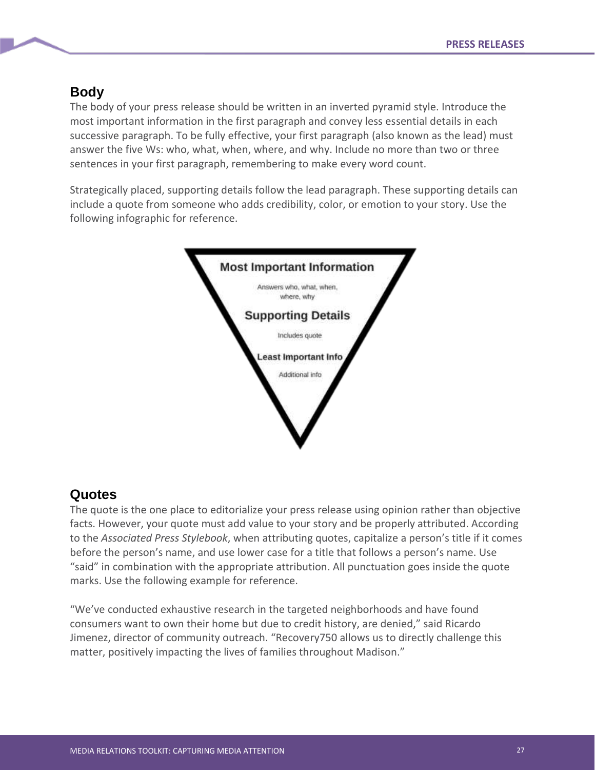## Body

The body of your press release should be written in an inverted pyramid style. Introduce the most important information in the first paragraph and convey less essential details in each successive paragraph. To be fully effective, your first paragraph (also known as the lead) must answer the five Ws: who, what, when, where, and why. Include no more than two or three sentences in your first paragraph, remembering to make every word count.

Strategically placed, supporting details follow the lead paragraph. These supporting details can include a quote from someone who adds credibility, color, or emotion to your story. Use the following infographic for reference.

**Most Important Information**

Answers who, what, when, where, why

**Supporting Details**

Includes quote

**Least Important Info**

Additional info

## Quotes

The quote is the one place to editorialize your press release using opinion rather than objective facts. However, your quote must add value to your story and be properly attributed. According to the *Associated Press Stylebook*, when attributing quotes, capitalize a person's title if it comes before the person's name, and use lower case for a title that follows a person's name. Use "said" in combination with the appropriate attribution. All punctuation goes inside the quote marks. Use the following example for reference.

"We've conducted exhaustive research in the targeted neighborhoods and have found consumers want to own their home but due to credit history, are denied," said Ricardo Jimenez, director of community outreach. "Recovery750 allows us to directly challenge this matter, positively impacting the lives of families throughout Madison."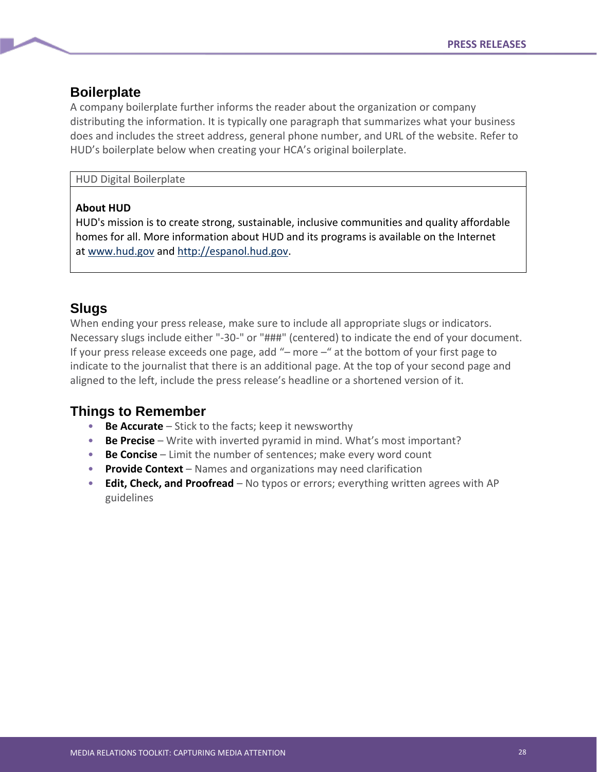## Boilerplate

A company boilerplate further informs the reader about the organization or company distributing the information. It is typically one paragraph that summarizes what your business does and includes the street address, general phone number, and URL of the website. Refer to HUD's boilerplate below when creating your HCA's original boilerplate.

| HUD Digital Boilerplate |
| --- |
| **About HUD**<br>HUD's mission is to create strong, sustainable, inclusive communities and quality affordable homes for all. More information about HUD and its programs is available on the Internet at www.hud.gov and http://espanol.hud.gov. |

## Slugs

When ending your press release, make sure to include all appropriate slugs or indicators. Necessary slugs include either "-30-" or "###" (centered) to indicate the end of your document. If your press release exceeds one page, add "– more –" at the bottom of your first page to indicate to the journalist that there is an additional page. At the top of your second page and aligned to the left, include the press release's headline or a shortened version of it.

## Things to Remember

- **Be Accurate** – Stick to the facts; keep it newsworthy
- **Be Precise** – Write with inverted pyramid in mind. What's most important?
- **Be Concise** – Limit the number of sentences; make every word count
- **Provide Context** – Names and organizations may need clarification
- **Edit, Check, and Proofread** – No typos or errors; everything written agrees with AP guidelines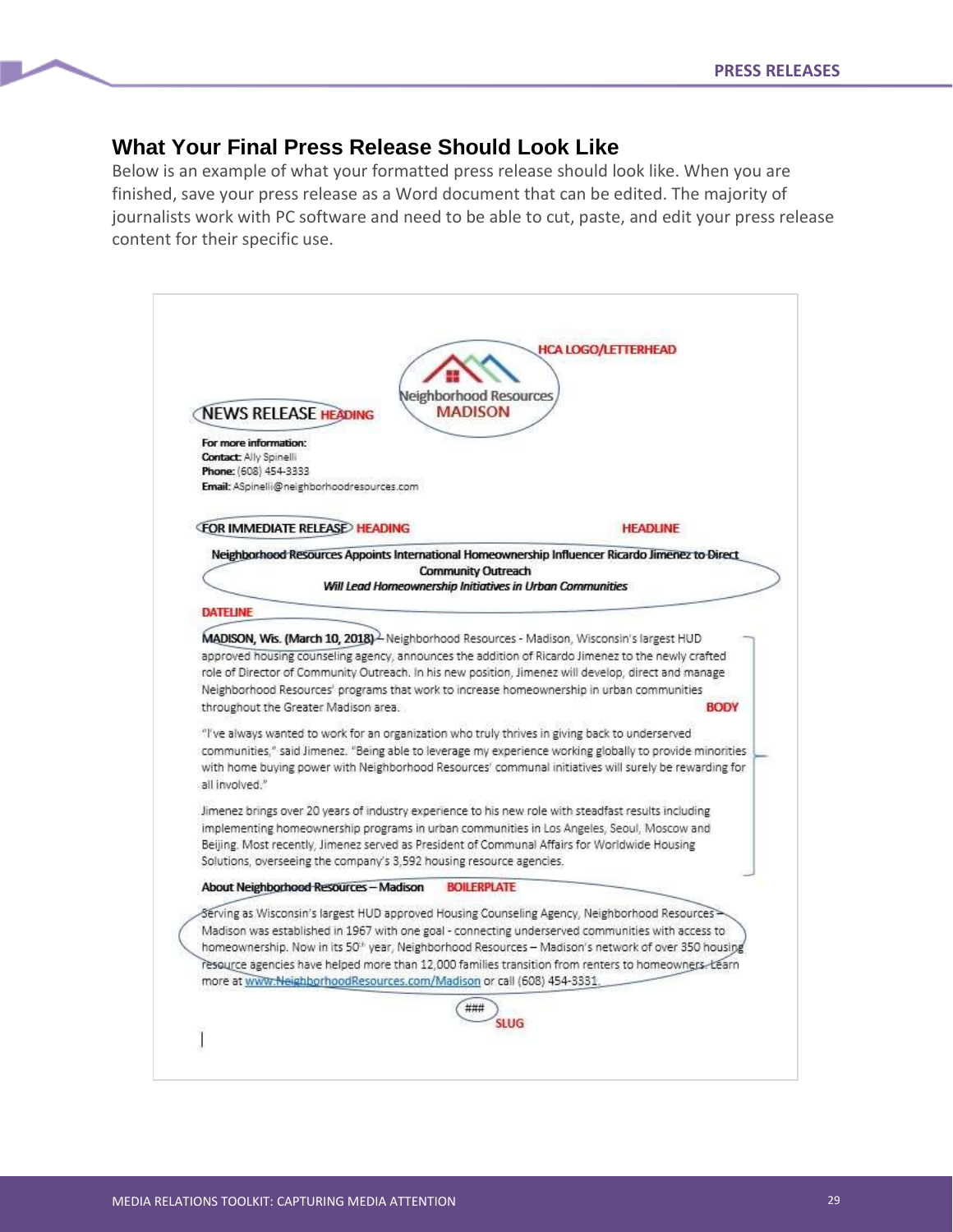## What Your Final Press Release Should Look Like

Below is an example of what your formatted press release should look like. When you are finished, save your press release as a Word document that can be edited. The majority of journalists work with PC software and need to be able to cut, paste, and edit your press release content for their specific use.

HCA LOGO/LETTERHEAD

Neighborhood Resources
MADISON

NEWS RELEASE HEADING

**For more information:**
**Contact:** Ally Spinelli
**Phone:** (608) 454-3333
**Email:** ASpinelli@neighborhoodresources.com

FOR IMMEDIATE RELEASE HEADING

HEADLINE

**Neighborhood Resources Appoints International Homeownership Influencer Ricardo Jimenez to Direct Community Outreach**

***Will Lead Homeownership Initiatives in Urban Communities***

DATELINE

**MADISON, Wis. (March 10, 2018)** – Neighborhood Resources - Madison, Wisconsin's largest HUD approved housing counseling agency, announces the addition of Ricardo Jimenez to the newly crafted role of Director of Community Outreach. In his new position, Jimenez will develop, direct and manage Neighborhood Resources' programs that work to increase homeownership in urban communities throughout the Greater Madison area.

BODY

"I've always wanted to work for an organization who truly thrives in giving back to underserved communities," said Jimenez. "Being able to leverage my experience working globally to provide minorities with home buying power with Neighborhood Resources' communal initiatives will surely be rewarding for all involved."

Jimenez brings over 20 years of industry experience to his new role with steadfast results including implementing homeownership programs in urban communities in Los Angeles, Seoul, Moscow and Beijing. Most recently, Jimenez served as President of Communal Affairs for Worldwide Housing Solutions, overseeing the company's 3,592 housing resource agencies.

**About Neighborhood Resources – Madison** BOILERPLATE

Serving as Wisconsin's largest HUD approved Housing Counseling Agency, Neighborhood Resources – Madison was established in 1967 with one goal - connecting underserved communities with access to homeownership. Now in its 50th year, Neighborhood Resources – Madison's network of over 350 housing resource agencies have helped more than 12,000 families transition from renters to homeowners. Learn more at www.NeighborhoodResources.com/Madison or call (608) 454-3331.

###

SLUG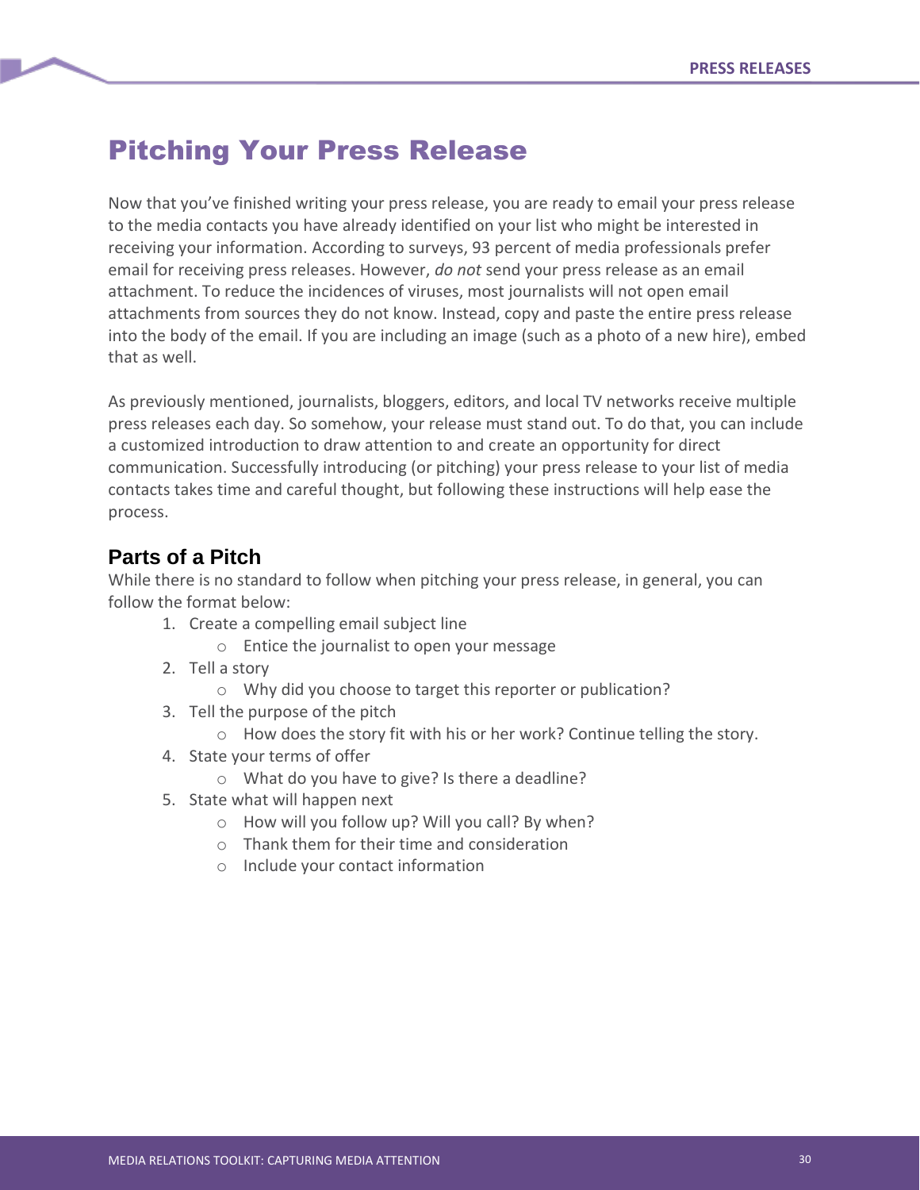# Pitching Your Press Release

Now that you've finished writing your press release, you are ready to email your press release to the media contacts you have already identified on your list who might be interested in receiving your information. According to surveys, 93 percent of media professionals prefer email for receiving press releases. However, *do not* send your press release as an email attachment. To reduce the incidences of viruses, most journalists will not open email attachments from sources they do not know. Instead, copy and paste the entire press release into the body of the email. If you are including an image (such as a photo of a new hire), embed that as well.

As previously mentioned, journalists, bloggers, editors, and local TV networks receive multiple press releases each day. So somehow, your release must stand out. To do that, you can include a customized introduction to draw attention to and create an opportunity for direct communication. Successfully introducing (or pitching) your press release to your list of media contacts takes time and careful thought, but following these instructions will help ease the process.

## Parts of a Pitch

While there is no standard to follow when pitching your press release, in general, you can follow the format below:

1. Create a compelling email subject line
   - Entice the journalist to open your message
2. Tell a story
   - Why did you choose to target this reporter or publication?
3. Tell the purpose of the pitch
   - How does the story fit with his or her work? Continue telling the story.
4. State your terms of offer
   - What do you have to give? Is there a deadline?
5. State what will happen next
   - How will you follow up? Will you call? By when?
   - Thank them for their time and consideration
   - Include your contact information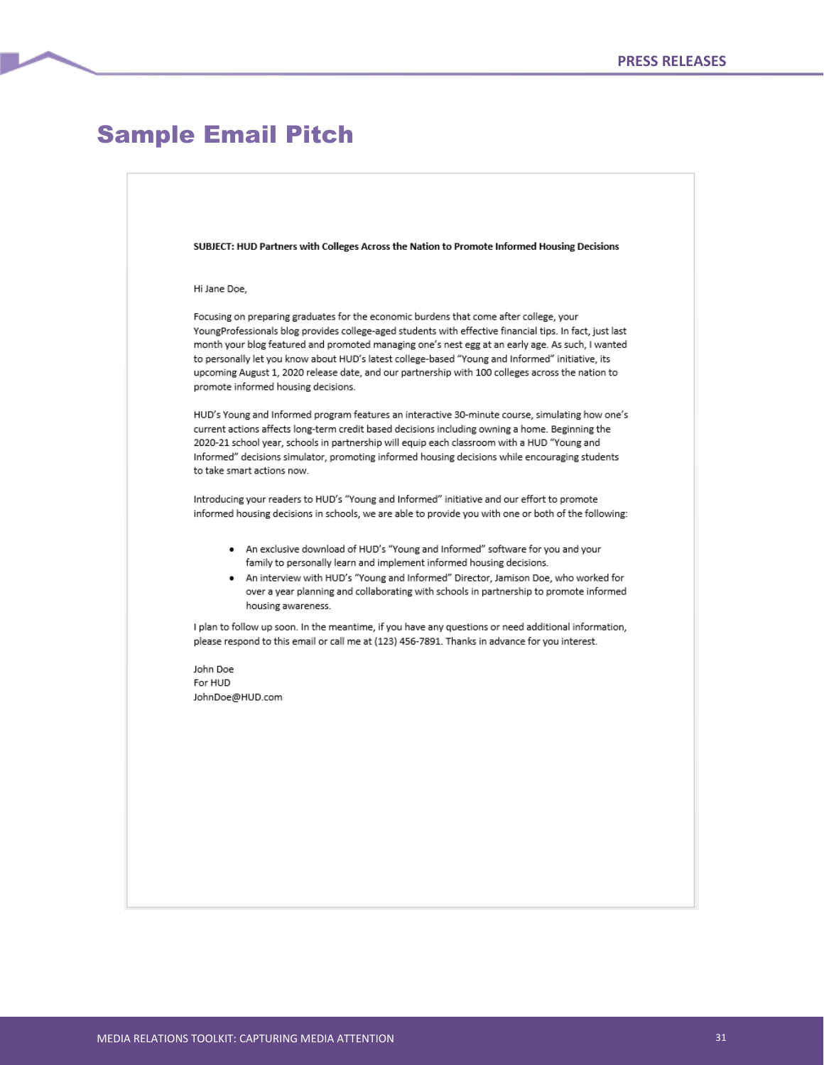# Sample Email Pitch

**SUBJECT: HUD Partners with Colleges Across the Nation to Promote Informed Housing Decisions**

Hi Jane Doe,

Focusing on preparing graduates for the economic burdens that come after college, your YoungProfessionals blog provides college-aged students with effective financial tips. In fact, just last month your blog featured and promoted managing one's nest egg at an early age. As such, I wanted to personally let you know about HUD's latest college-based "Young and Informed" initiative, its upcoming August 1, 2020 release date, and our partnership with 100 colleges across the nation to promote informed housing decisions.

HUD's Young and Informed program features an interactive 30-minute course, simulating how one's current actions affects long-term credit based decisions including owning a home. Beginning the 2020-21 school year, schools in partnership will equip each classroom with a HUD "Young and Informed" decisions simulator, promoting informed housing decisions while encouraging students to take smart actions now.

Introducing your readers to HUD's "Young and Informed" initiative and our effort to promote informed housing decisions in schools, we are able to provide you with one or both of the following:

- An exclusive download of HUD's "Young and Informed" software for you and your family to personally learn and implement informed housing decisions.
- An interview with HUD's "Young and Informed" Director, Jamison Doe, who worked for over a year planning and collaborating with schools in partnership to promote informed housing awareness.

I plan to follow up soon. In the meantime, if you have any questions or need additional information, please respond to this email or call me at (123) 456-7891. Thanks in advance for you interest.

John Doe
For HUD
JohnDoe@HUD.com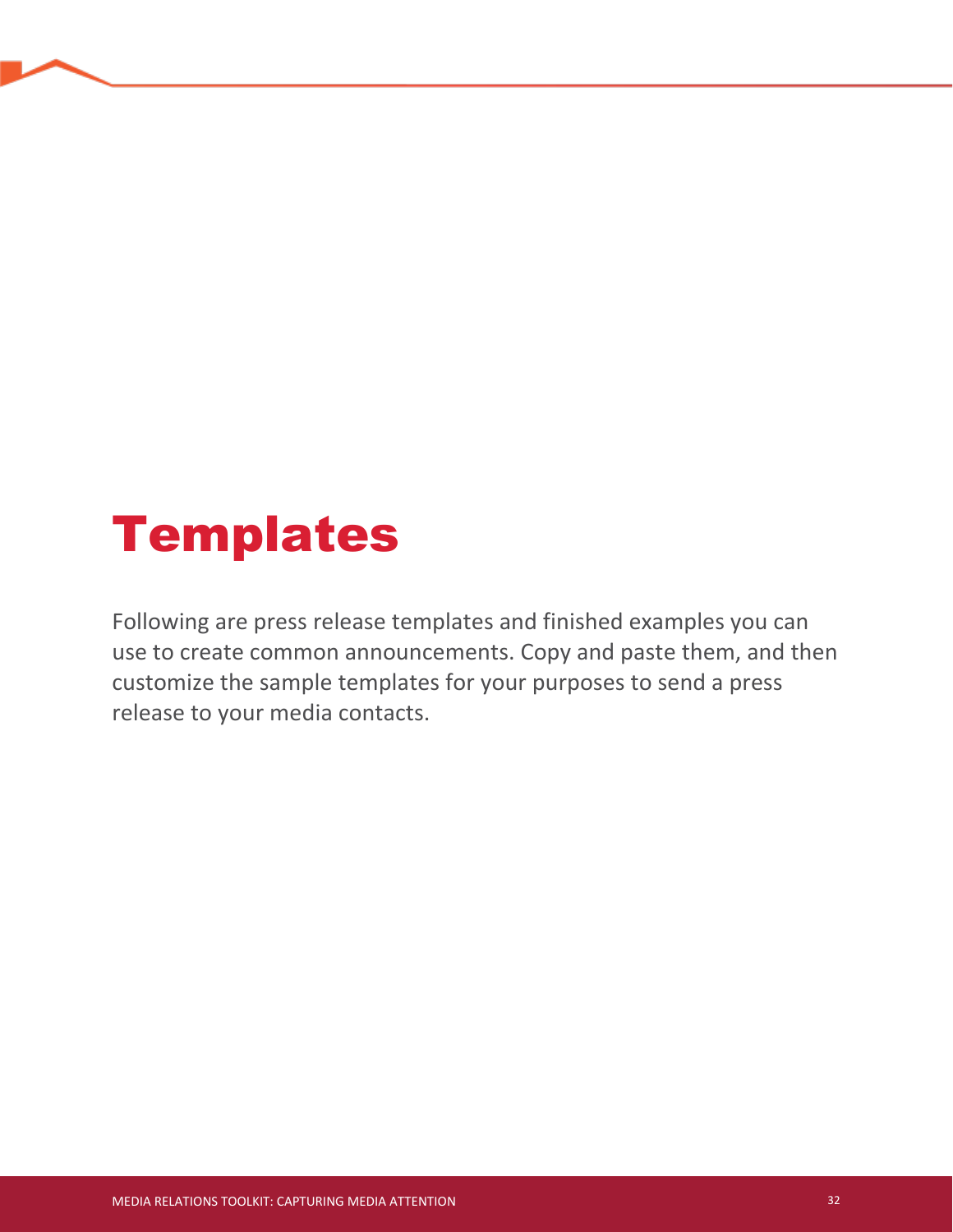# Templates

Following are press release templates and finished examples you can use to create common announcements. Copy and paste them, and then customize the sample templates for your purposes to send a press release to your media contacts.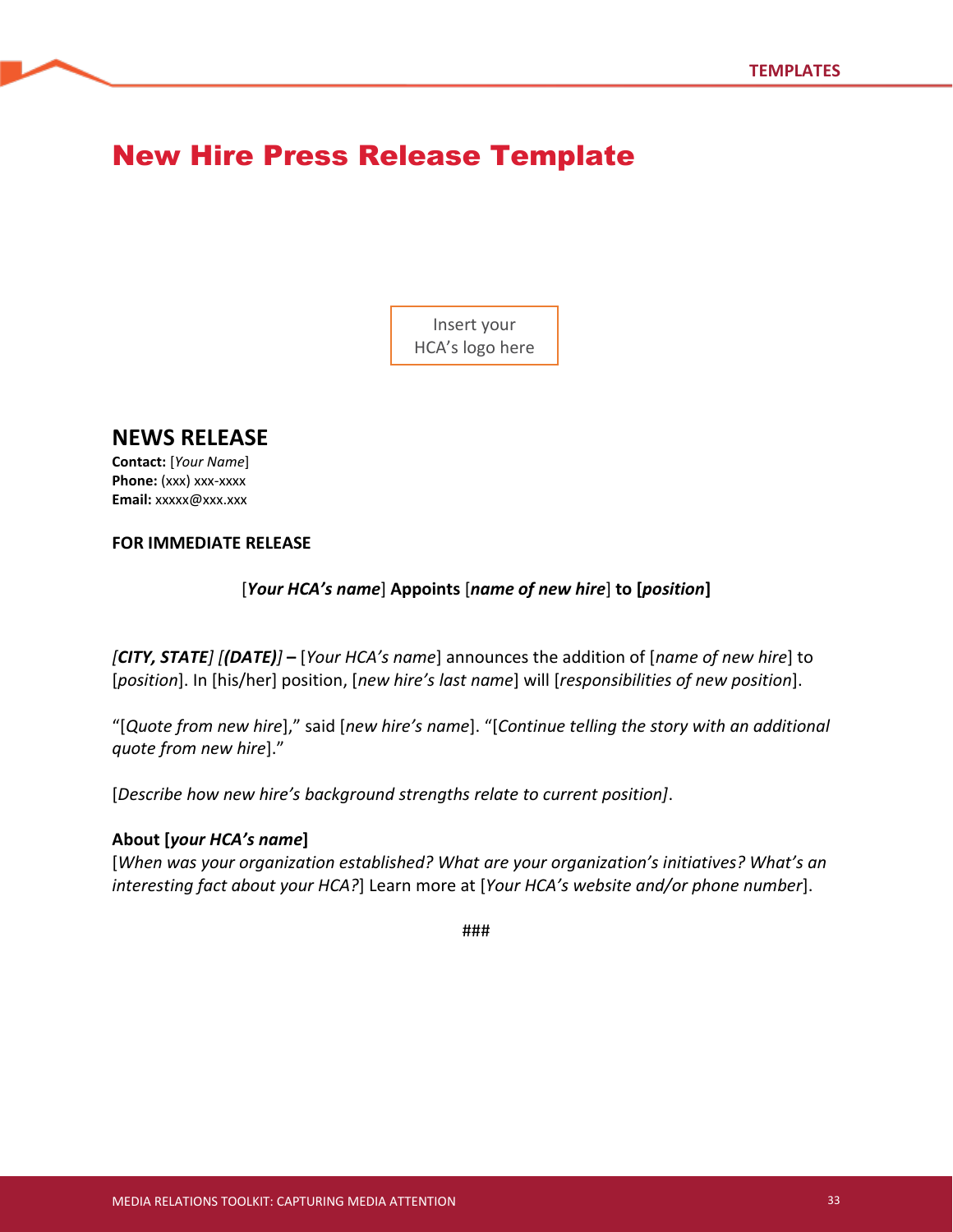# New Hire Press Release Template

Insert your HCA's logo here

## NEWS RELEASE

**Contact:** [*Your Name*]
**Phone:** (xxx) xxx-xxxx
**Email:** xxxxx@xxx.xxx

**FOR IMMEDIATE RELEASE**

**[*Your HCA's name*] Appoints [*name of new hire*] to [*position*]**

***[CITY, STATE] [(DATE)] –*** [*Your HCA's name*] announces the addition of [*name of new hire*] to [*position*]. In [his/her] position, [*new hire's last name*] will [*responsibilities of new position*].

"[*Quote from new hire*]," said [*new hire's name*]. "[*Continue telling the story with an additional quote from new hire*]."

[*Describe how new hire's background strengths relate to current position]*.

**About [*your HCA's name*]**
[*When was your organization established? What are your organization's initiatives? What's an interesting fact about your HCA?*] Learn more at [*Your HCA's website and/or phone number*].

###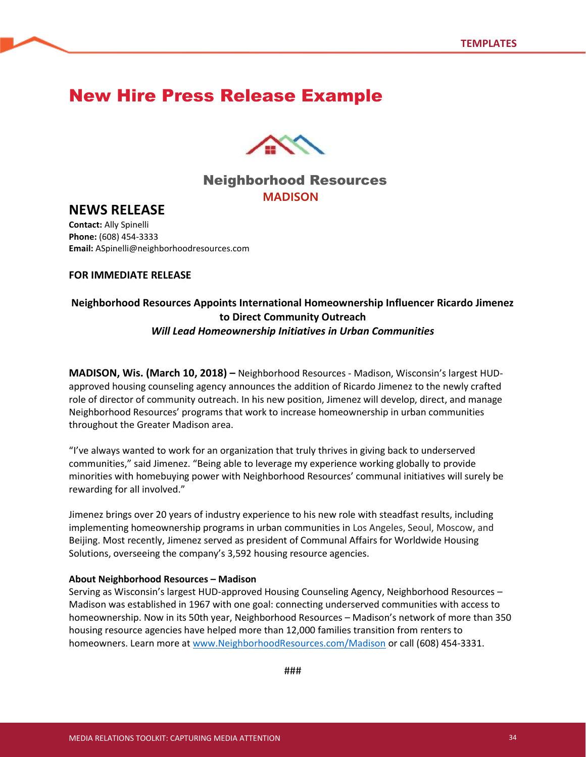# New Hire Press Release Example

Neighborhood Resources
MADISON

## NEWS RELEASE

**Contact:** Ally Spinelli
**Phone:** (608) 454-3333
**Email:** ASpinelli@neighborhoodresources.com

**FOR IMMEDIATE RELEASE**

**Neighborhood Resources Appoints International Homeownership Influencer Ricardo Jimenez to Direct Community Outreach**
***Will Lead Homeownership Initiatives in Urban Communities***

**MADISON, Wis. (March 10, 2018) –** Neighborhood Resources - Madison, Wisconsin's largest HUD-approved housing counseling agency announces the addition of Ricardo Jimenez to the newly crafted role of director of community outreach. In his new position, Jimenez will develop, direct, and manage Neighborhood Resources' programs that work to increase homeownership in urban communities throughout the Greater Madison area.

"I've always wanted to work for an organization that truly thrives in giving back to underserved communities," said Jimenez. "Being able to leverage my experience working globally to provide minorities with homebuying power with Neighborhood Resources' communal initiatives will surely be rewarding for all involved."

Jimenez brings over 20 years of industry experience to his new role with steadfast results, including implementing homeownership programs in urban communities in Los Angeles, Seoul, Moscow, and Beijing. Most recently, Jimenez served as president of Communal Affairs for Worldwide Housing Solutions, overseeing the company's 3,592 housing resource agencies.

**About Neighborhood Resources – Madison**
Serving as Wisconsin's largest HUD-approved Housing Counseling Agency, Neighborhood Resources – Madison was established in 1967 with one goal: connecting underserved communities with access to homeownership. Now in its 50th year, Neighborhood Resources – Madison's network of more than 350 housing resource agencies have helped more than 12,000 families transition from renters to homeowners. Learn more at www.NeighborhoodResources.com/Madison or call (608) 454-3331.

###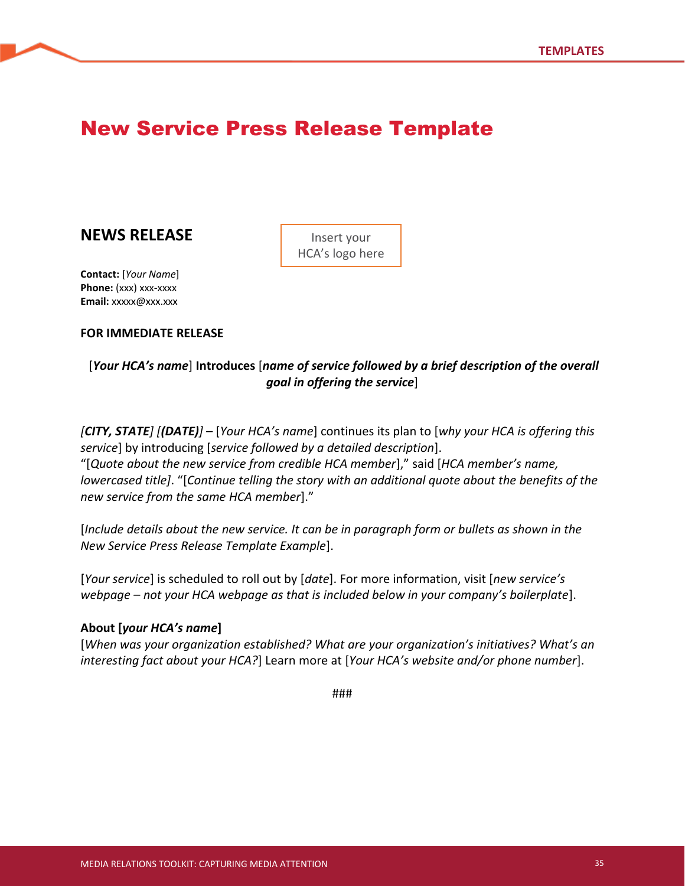# New Service Press Release Template

## NEWS RELEASE

Insert your HCA's logo here

**Contact:** [*Your Name*]
**Phone:** (xxx) xxx-xxxx
**Email:** xxxxx@xxx.xxx

**FOR IMMEDIATE RELEASE**

[***Your HCA's name***] **Introduces** [***name of service followed by a brief description of the overall goal in offering the service***]

*[**CITY, STATE**] [**(DATE)**]* – [*Your HCA's name*] continues its plan to [*why your HCA is offering this service*] by introducing [*service followed by a detailed description*]. "[*Quote about the new service from credible HCA member*]," said [*HCA member's name, lowercased title]*. "[*Continue telling the story with an additional quote about the benefits of the new service from the same HCA member*]."

[*Include details about the new service. It can be in paragraph form or bullets as shown in the New Service Press Release Template Example*].

[*Your service*] is scheduled to roll out by [*date*]. For more information, visit [*new service's webpage – not your HCA webpage as that is included below in your company's boilerplate*].

**About [*your HCA's name*]**
[*When was your organization established? What are your organization's initiatives? What's an interesting fact about your HCA?*] Learn more at [*Your HCA's website and/or phone number*].

###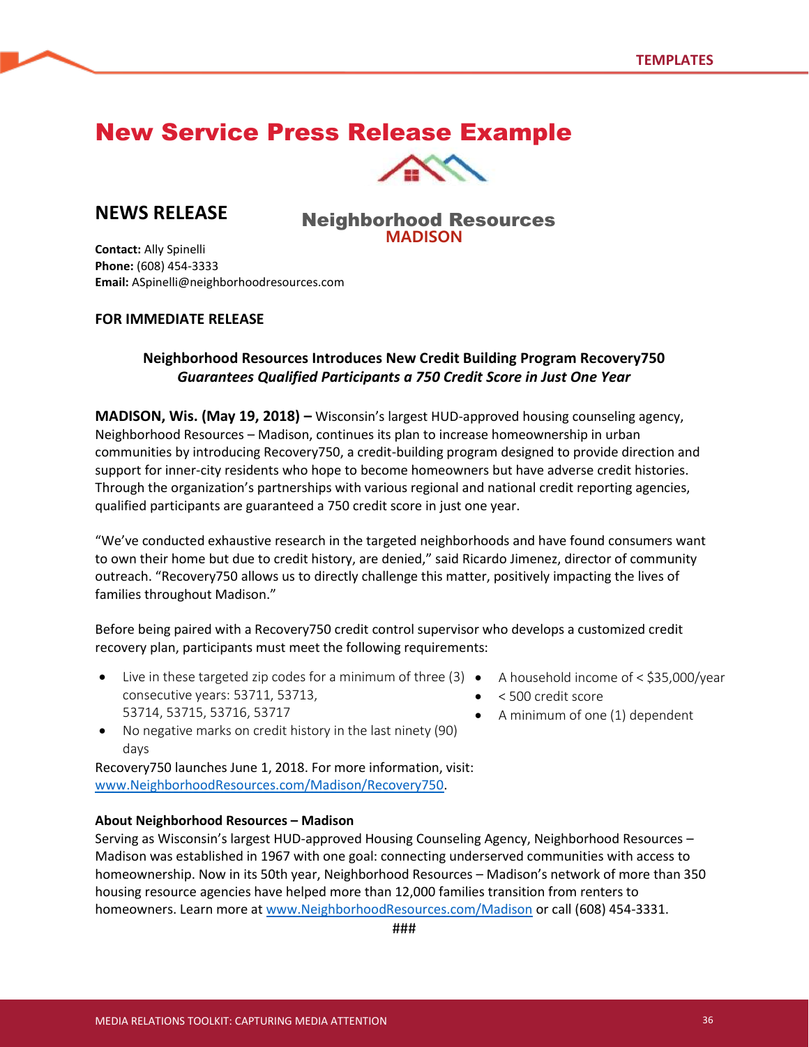# New Service Press Release Example

## NEWS RELEASE

**Neighborhood Resources**
**MADISON**

**Contact:** Ally Spinelli
**Phone:** (608) 454-3333
**Email:** ASpinelli@neighborhoodresources.com

**FOR IMMEDIATE RELEASE**

**Neighborhood Resources Introduces New Credit Building Program Recovery750**
***Guarantees Qualified Participants a 750 Credit Score in Just One Year***

**MADISON, Wis. (May 19, 2018) –** Wisconsin's largest HUD-approved housing counseling agency, Neighborhood Resources – Madison, continues its plan to increase homeownership in urban communities by introducing Recovery750, a credit-building program designed to provide direction and support for inner-city residents who hope to become homeowners but have adverse credit histories. Through the organization's partnerships with various regional and national credit reporting agencies, qualified participants are guaranteed a 750 credit score in just one year.

"We've conducted exhaustive research in the targeted neighborhoods and have found consumers want to own their home but due to credit history, are denied," said Ricardo Jimenez, director of community outreach. "Recovery750 allows us to directly challenge this matter, positively impacting the lives of families throughout Madison."

Before being paired with a Recovery750 credit control supervisor who develops a customized credit recovery plan, participants must meet the following requirements:

- Live in these targeted zip codes for a minimum of three (3) consecutive years: 53711, 53713, 53714, 53715, 53716, 53717
- No negative marks on credit history in the last ninety (90) days
- A household income of < $35,000/year
- < 500 credit score
- A minimum of one (1) dependent

Recovery750 launches June 1, 2018. For more information, visit: www.NeighborhoodResources.com/Madison/Recovery750.

**About Neighborhood Resources – Madison**
Serving as Wisconsin's largest HUD-approved Housing Counseling Agency, Neighborhood Resources – Madison was established in 1967 with one goal: connecting underserved communities with access to homeownership. Now in its 50th year, Neighborhood Resources – Madison's network of more than 350 housing resource agencies have helped more than 12,000 families transition from renters to homeowners. Learn more at www.NeighborhoodResources.com/Madison or call (608) 454-3331.

###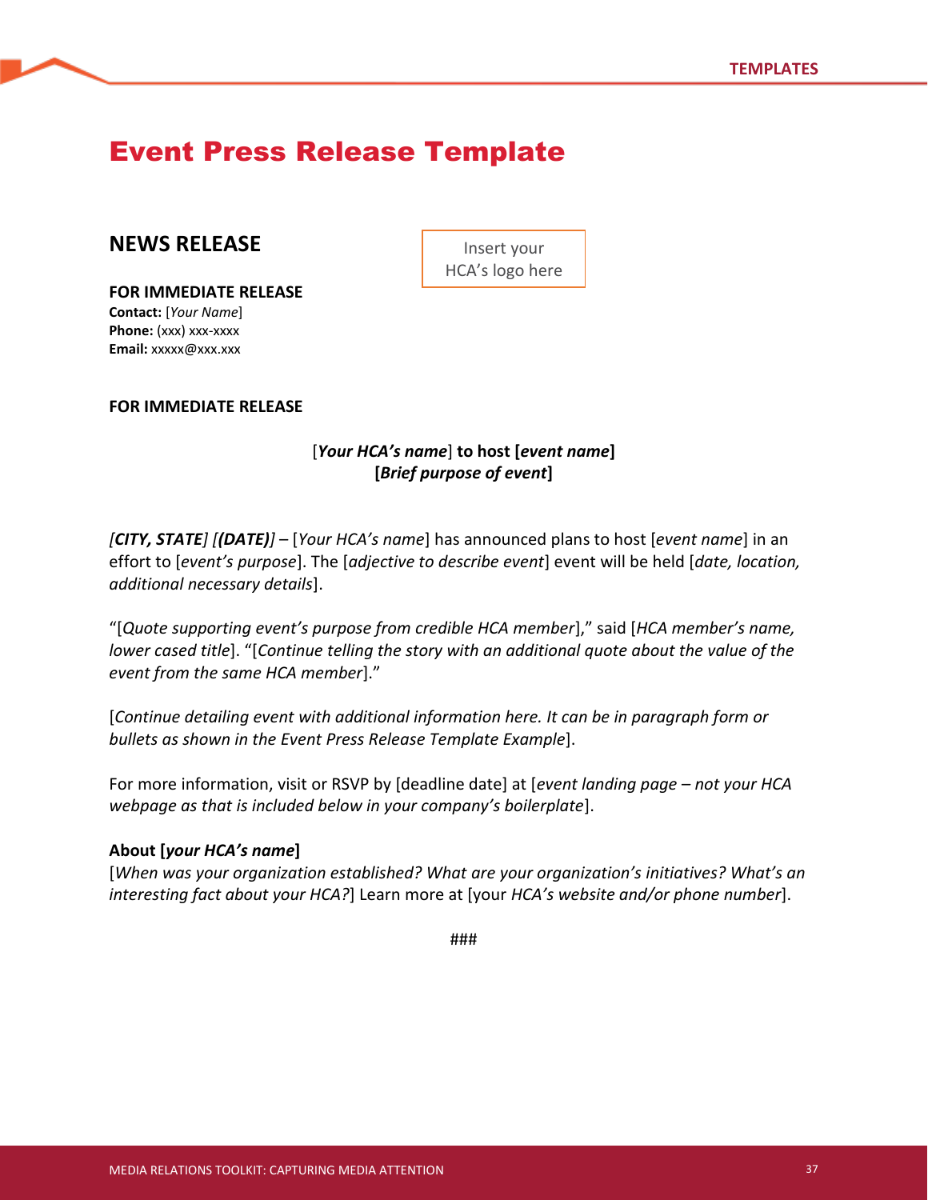# Event Press Release Template

## NEWS RELEASE

Insert your HCA's logo here

**FOR IMMEDIATE RELEASE**
**Contact:** [*Your Name*]
**Phone:** (xxx) xxx-xxxx
**Email:** xxxxx@xxx.xxx

**FOR IMMEDIATE RELEASE**

[***Your HCA's name***] **to host [*event name*]**
**[*Brief purpose of event*]**

*[**CITY, STATE**] [**(DATE)**]* – [*Your HCA's name*] has announced plans to host [*event name*] in an effort to [*event's purpose*]. The [*adjective to describe event*] event will be held [*date, location, additional necessary details*].

"[*Quote supporting event's purpose from credible HCA member*]," said [*HCA member's name, lower cased title*]. "[*Continue telling the story with an additional quote about the value of the event from the same HCA member*]."

[*Continue detailing event with additional information here. It can be in paragraph form or bullets as shown in the Event Press Release Template Example*].

For more information, visit or RSVP by [deadline date] at [*event landing page – not your HCA webpage as that is included below in your company's boilerplate*].

**About [*your HCA's name*]**
[*When was your organization established? What are your organization's initiatives? What's an interesting fact about your HCA?*] Learn more at [your *HCA's website and/or phone number*].

###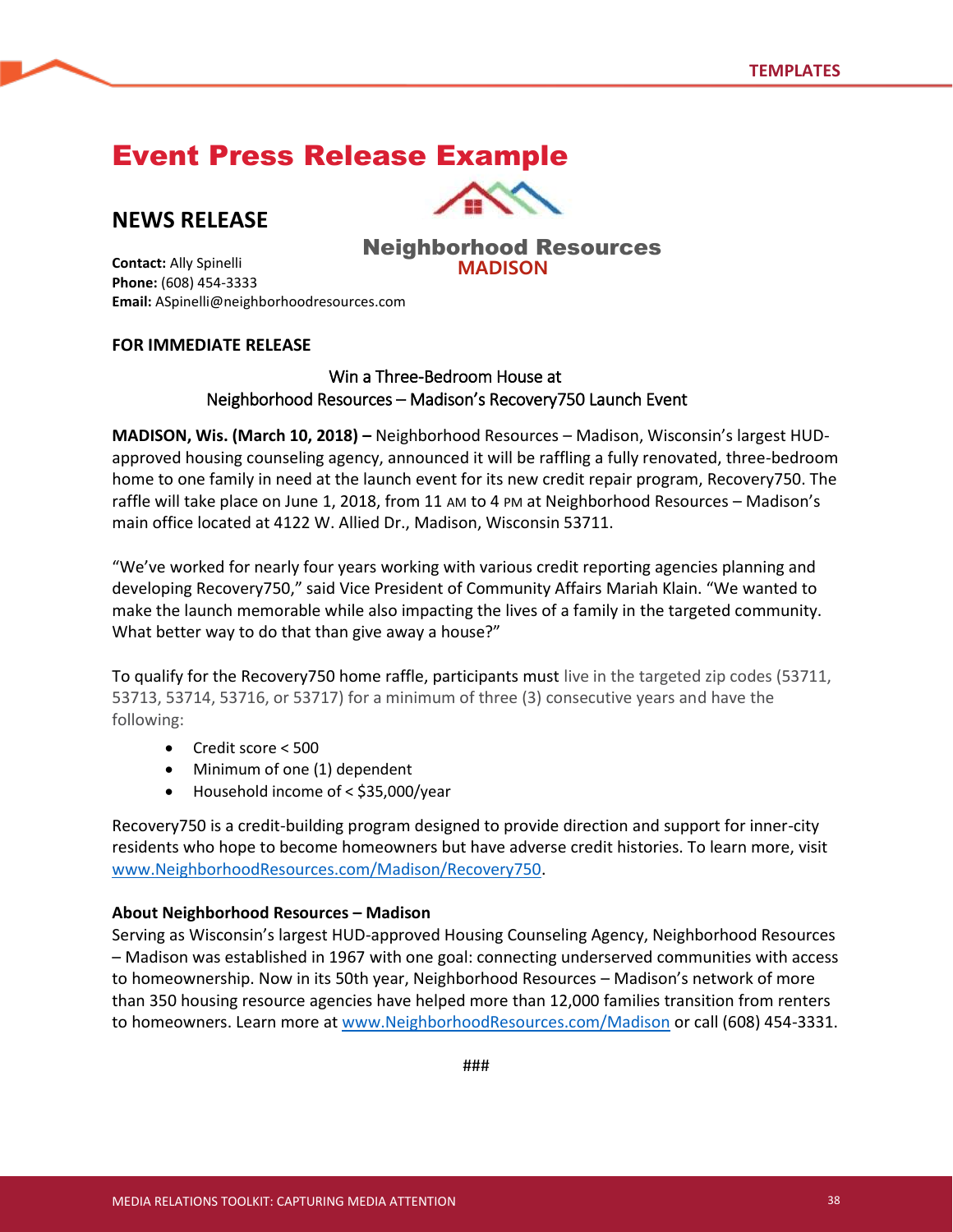# Event Press Release Example

## NEWS RELEASE

Neighborhood Resources
MADISON

**Contact:** Ally Spinelli
**Phone:** (608) 454-3333
**Email:** ASpinelli@neighborhoodresources.com

**FOR IMMEDIATE RELEASE**

Win a Three-Bedroom House at
Neighborhood Resources – Madison's Recovery750 Launch Event

**MADISON, Wis. (March 10, 2018) –** Neighborhood Resources – Madison, Wisconsin's largest HUD-approved housing counseling agency, announced it will be raffling a fully renovated, three-bedroom home to one family in need at the launch event for its new credit repair program, Recovery750. The raffle will take place on June 1, 2018, from 11 AM to 4 PM at Neighborhood Resources – Madison's main office located at 4122 W. Allied Dr., Madison, Wisconsin 53711.

"We've worked for nearly four years working with various credit reporting agencies planning and developing Recovery750," said Vice President of Community Affairs Mariah Klain. "We wanted to make the launch memorable while also impacting the lives of a family in the targeted community. What better way to do that than give away a house?"

To qualify for the Recovery750 home raffle, participants must live in the targeted zip codes (53711, 53713, 53714, 53716, or 53717) for a minimum of three (3) consecutive years and have the following:

- Credit score < 500
- Minimum of one (1) dependent
- Household income of < $35,000/year

Recovery750 is a credit-building program designed to provide direction and support for inner-city residents who hope to become homeowners but have adverse credit histories. To learn more, visit www.NeighborhoodResources.com/Madison/Recovery750.

**About Neighborhood Resources – Madison**
Serving as Wisconsin's largest HUD-approved Housing Counseling Agency, Neighborhood Resources – Madison was established in 1967 with one goal: connecting underserved communities with access to homeownership. Now in its 50th year, Neighborhood Resources – Madison's network of more than 350 housing resource agencies have helped more than 12,000 families transition from renters to homeowners. Learn more at www.NeighborhoodResources.com/Madison or call (608) 454-3331.

###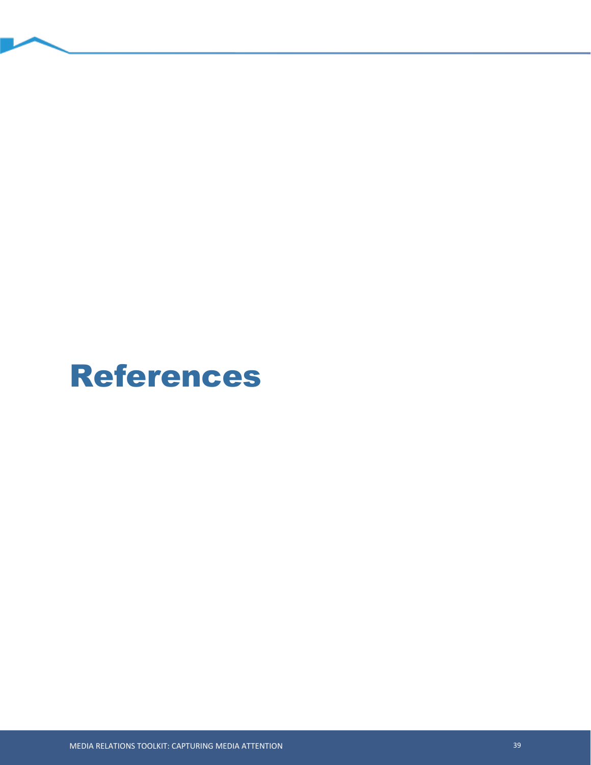# References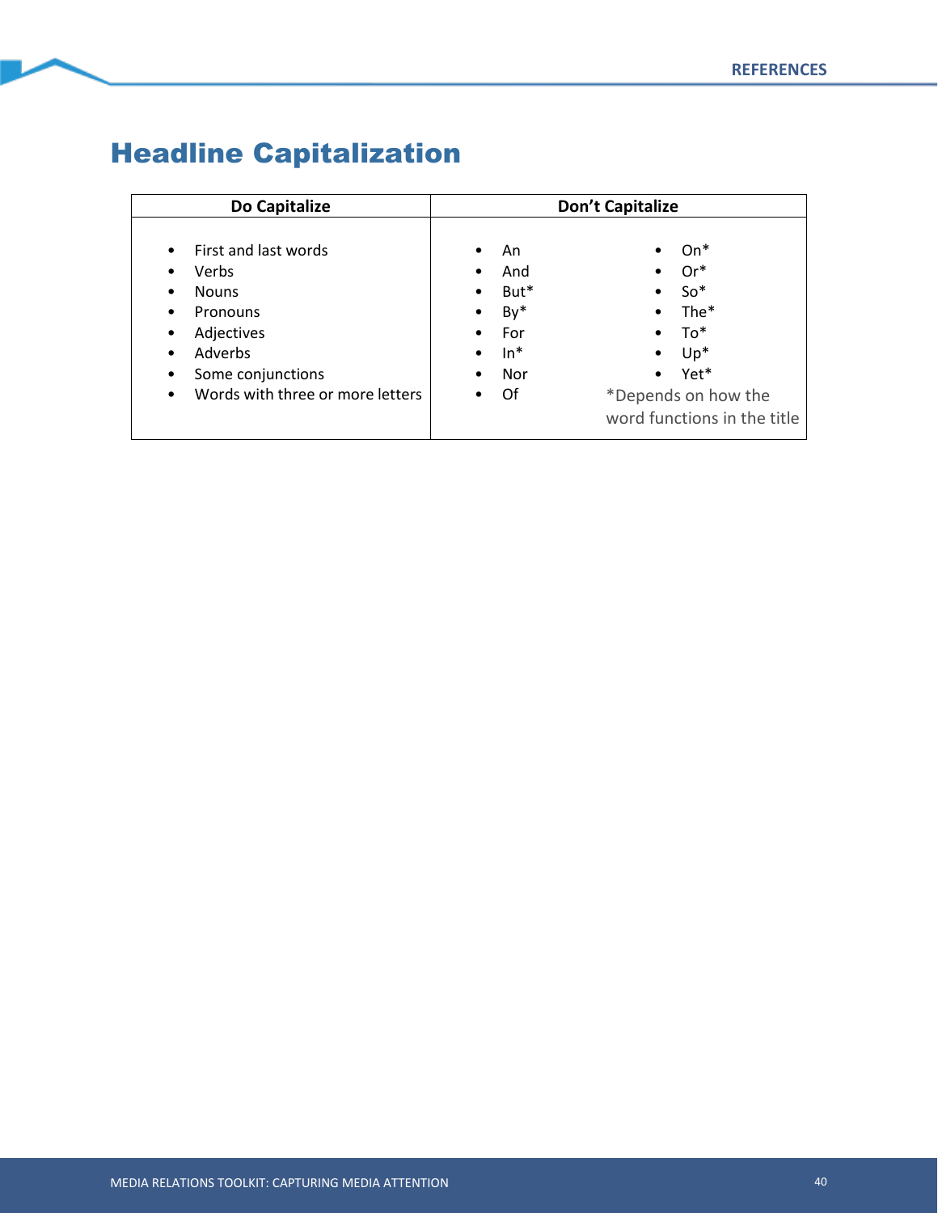# Headline Capitalization

| Do Capitalize | Don't Capitalize | |
|---|---|---|
| • First and last words<br>• Verbs<br>• Nouns<br>• Pronouns<br>• Adjectives<br>• Adverbs<br>• Some conjunctions<br>• Words with three or more letters | • An<br>• And<br>• But*<br>• By*<br>• For<br>• In*<br>• Nor<br>• Of | • On*<br>• Or*<br>• So*<br>• The*<br>• To*<br>• Up*<br>• Yet*<br>*Depends on how the word functions in the title |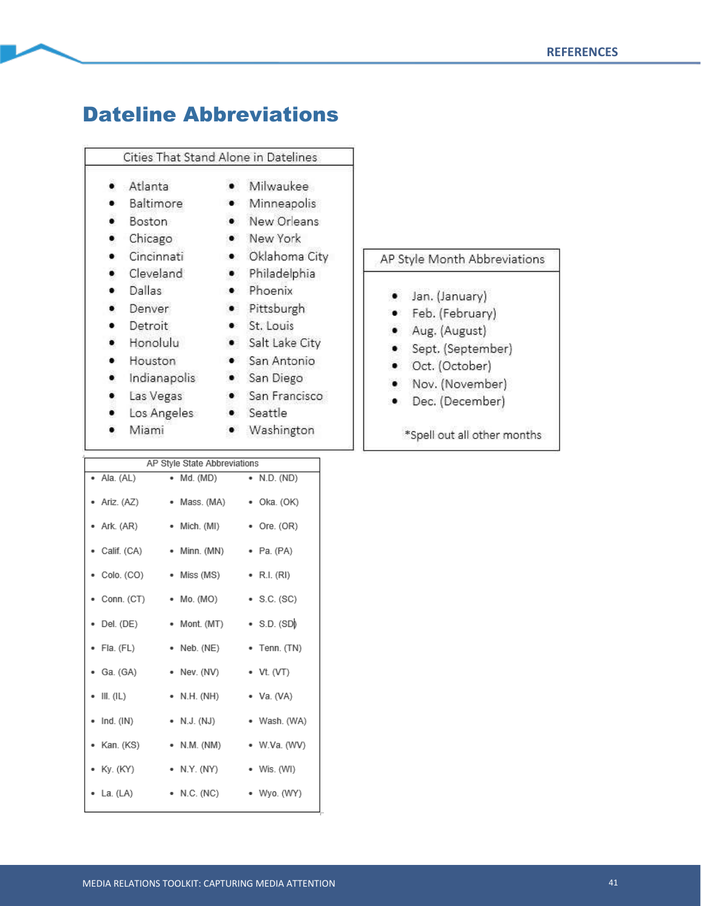# Dateline Abbreviations

| Cities That Stand Alone in Datelines | |
|---|---|
| • Atlanta | • Milwaukee |
| • Baltimore | • Minneapolis |
| • Boston | • New Orleans |
| • Chicago | • New York |
| • Cincinnati | • Oklahoma City |
| • Cleveland | • Philadelphia |
| • Dallas | • Phoenix |
| • Denver | • Pittsburgh |
| • Detroit | • St. Louis |
| • Honolulu | • Salt Lake City |
| • Houston | • San Antonio |
| • Indianapolis | • San Diego |
| • Las Vegas | • San Francisco |
| • Los Angeles | • Seattle |
| • Miami | • Washington |

| AP Style Month Abbreviations |
|---|
| • Jan. (January) |
| • Feb. (February) |
| • Aug. (August) |
| • Sept. (September) |
| • Oct. (October) |
| • Nov. (November) |
| • Dec. (December) |
| *Spell out all other months |

| AP Style State Abbreviations | | |
|---|---|---|
| • Ala. (AL) | • Md. (MD) | • N.D. (ND) |
| • Ariz. (AZ) | • Mass. (MA) | • Oka. (OK) |
| • Ark. (AR) | • Mich. (MI) | • Ore. (OR) |
| • Calif. (CA) | • Minn. (MN) | • Pa. (PA) |
| • Colo. (CO) | • Miss (MS) | • R.I. (RI) |
| • Conn. (CT) | • Mo. (MO) | • S.C. (SC) |
| • Del. (DE) | • Mont. (MT) | • S.D. (SD) |
| • Fla. (FL) | • Neb. (NE) | • Tenn. (TN) |
| • Ga. (GA) | • Nev. (NV) | • Vt. (VT) |
| • Ill. (IL) | • N.H. (NH) | • Va. (VA) |
| • Ind. (IN) | • N.J. (NJ) | • Wash. (WA) |
| • Kan. (KS) | • N.M. (NM) | • W.Va. (WV) |
| • Ky. (KY) | • N.Y. (NY) | • Wis. (WI) |
| • La. (LA) | • N.C. (NC) | • Wyo. (WY) |